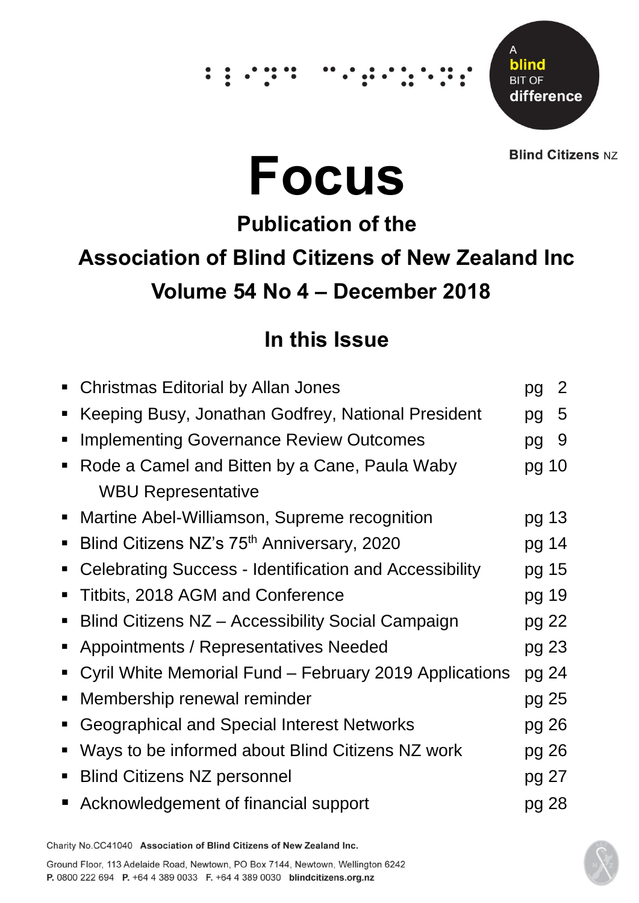A **blind** BIT OF **difference**

**Blind Citizens** NZ

# Focus

## Publication of the

## Association of Blind Citizens of New Zealand Inc

## Volume 54 No 4 – December 2018

## In this Issue

- Christmas Editorial by Allan Jones — pg 2
- Keeping Busy, Jonathan Godfrey, National President — pg 5
- Implementing Governance Review Outcomes — pg 9
- Rode a Camel and Bitten by a Cane, Paula Waby WBU Representative — pg 10
- Martine Abel-Williamson, Supreme recognition — pg 13
- Blind Citizens NZ's 75th Anniversary, 2020 — pg 14
- Celebrating Success - Identification and Accessibility — pg 15
- Titbits, 2018 AGM and Conference — pg 19
- Blind Citizens NZ – Accessibility Social Campaign — pg 22
- Appointments / Representatives Needed — pg 23
- Cyril White Memorial Fund – February 2019 Applications — pg 24
- Membership renewal reminder — pg 25
- Geographical and Special Interest Networks — pg 26
- Ways to be informed about Blind Citizens NZ work — pg 26
- Blind Citizens NZ personnel — pg 27
- Acknowledgement of financial support — pg 28

Charity No.CC41040 **Association of Blind Citizens of New Zealand Inc.**

Ground Floor, 113 Adelaide Road, Newtown, PO Box 7144, Newtown, Wellington 6242
**P.** 0800 222 694 **P.** +64 4 389 0033 **F.** +64 4 389 0030 **blindcitizens.org.nz**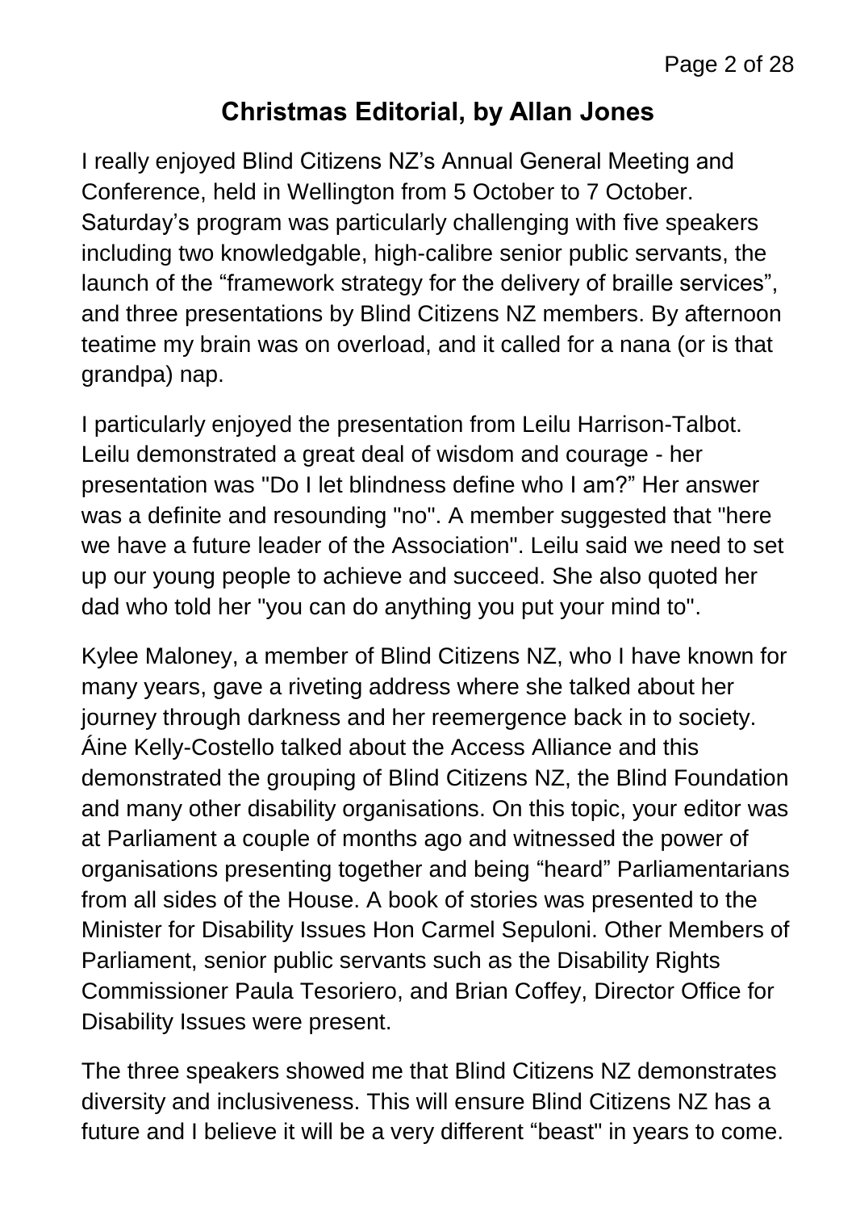## Christmas Editorial, by Allan Jones

I really enjoyed Blind Citizens NZ's Annual General Meeting and Conference, held in Wellington from 5 October to 7 October. Saturday's program was particularly challenging with five speakers including two knowledgable, high-calibre senior public servants, the launch of the "framework strategy for the delivery of braille services", and three presentations by Blind Citizens NZ members. By afternoon teatime my brain was on overload, and it called for a nana (or is that grandpa) nap.

I particularly enjoyed the presentation from Leilu Harrison-Talbot. Leilu demonstrated a great deal of wisdom and courage - her presentation was "Do I let blindness define who I am?" Her answer was a definite and resounding "no". A member suggested that "here we have a future leader of the Association". Leilu said we need to set up our young people to achieve and succeed. She also quoted her dad who told her "you can do anything you put your mind to".

Kylee Maloney, a member of Blind Citizens NZ, who I have known for many years, gave a riveting address where she talked about her journey through darkness and her reemergence back in to society. Áine Kelly-Costello talked about the Access Alliance and this demonstrated the grouping of Blind Citizens NZ, the Blind Foundation and many other disability organisations. On this topic, your editor was at Parliament a couple of months ago and witnessed the power of organisations presenting together and being "heard" Parliamentarians from all sides of the House. A book of stories was presented to the Minister for Disability Issues Hon Carmel Sepuloni. Other Members of Parliament, senior public servants such as the Disability Rights Commissioner Paula Tesoriero, and Brian Coffey, Director Office for Disability Issues were present.

The three speakers showed me that Blind Citizens NZ demonstrates diversity and inclusiveness. This will ensure Blind Citizens NZ has a future and I believe it will be a very different "beast" in years to come.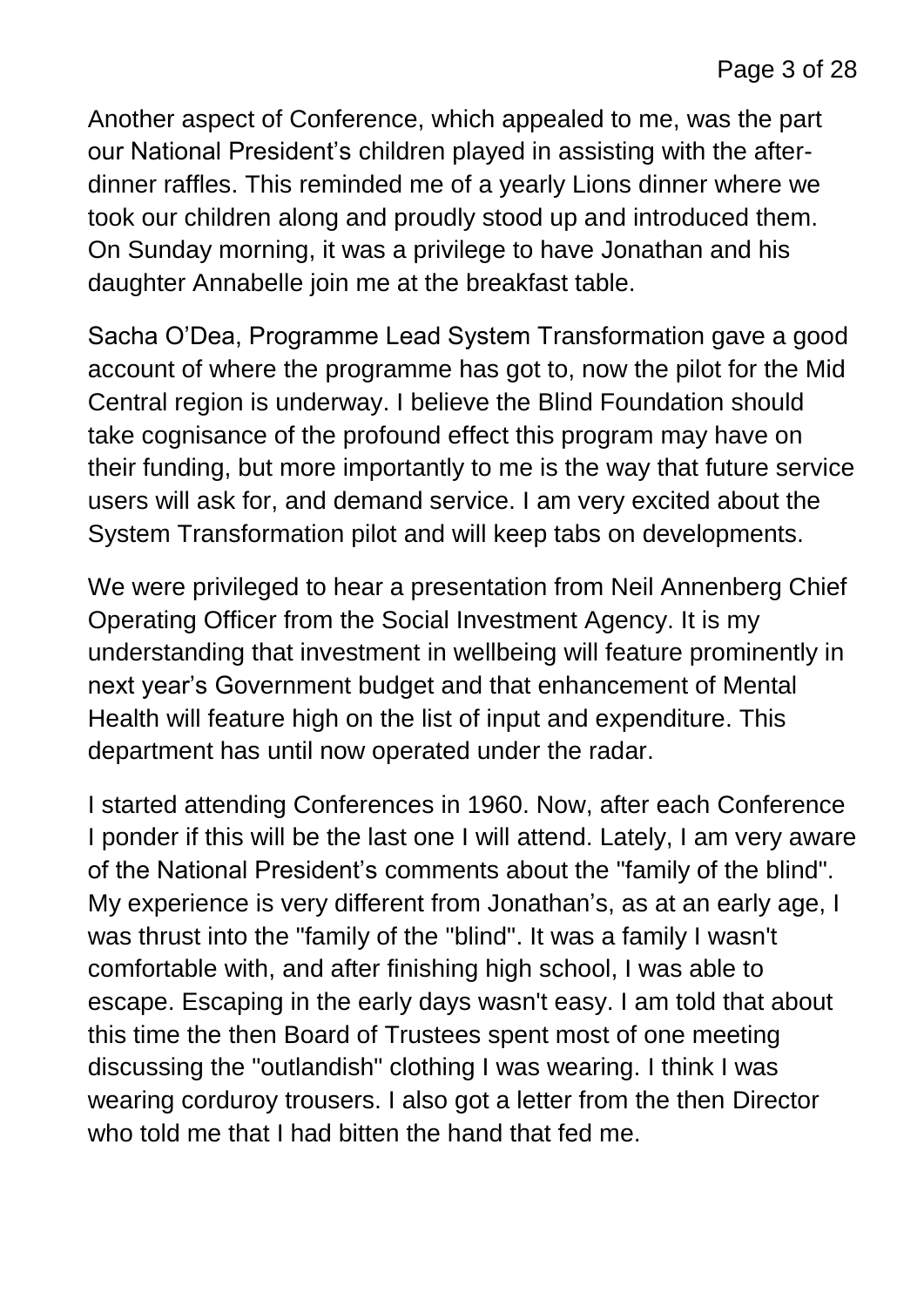Another aspect of Conference, which appealed to me, was the part our National President's children played in assisting with the after-dinner raffles. This reminded me of a yearly Lions dinner where we took our children along and proudly stood up and introduced them. On Sunday morning, it was a privilege to have Jonathan and his daughter Annabelle join me at the breakfast table.

Sacha O'Dea, Programme Lead System Transformation gave a good account of where the programme has got to, now the pilot for the Mid Central region is underway. I believe the Blind Foundation should take cognisance of the profound effect this program may have on their funding, but more importantly to me is the way that future service users will ask for, and demand service. I am very excited about the System Transformation pilot and will keep tabs on developments.

We were privileged to hear a presentation from Neil Annenberg Chief Operating Officer from the Social Investment Agency. It is my understanding that investment in wellbeing will feature prominently in next year's Government budget and that enhancement of Mental Health will feature high on the list of input and expenditure. This department has until now operated under the radar.

I started attending Conferences in 1960. Now, after each Conference I ponder if this will be the last one I will attend. Lately, I am very aware of the National President's comments about the "family of the blind". My experience is very different from Jonathan's, as at an early age, I was thrust into the "family of the "blind". It was a family I wasn't comfortable with, and after finishing high school, I was able to escape. Escaping in the early days wasn't easy. I am told that about this time the then Board of Trustees spent most of one meeting discussing the "outlandish" clothing I was wearing. I think I was wearing corduroy trousers. I also got a letter from the then Director who told me that I had bitten the hand that fed me.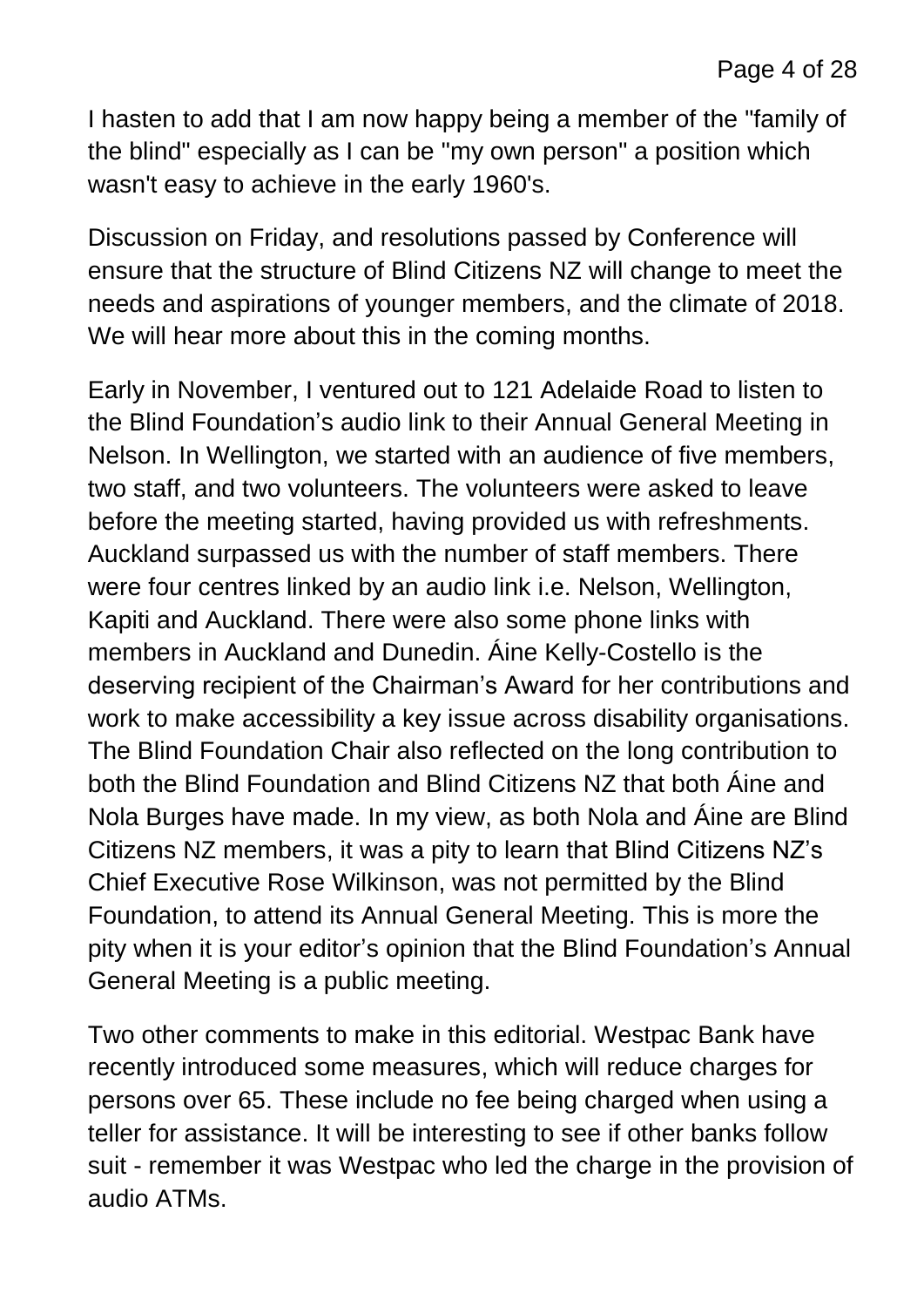I hasten to add that I am now happy being a member of the "family of the blind" especially as I can be "my own person" a position which wasn't easy to achieve in the early 1960's.

Discussion on Friday, and resolutions passed by Conference will ensure that the structure of Blind Citizens NZ will change to meet the needs and aspirations of younger members, and the climate of 2018. We will hear more about this in the coming months.

Early in November, I ventured out to 121 Adelaide Road to listen to the Blind Foundation's audio link to their Annual General Meeting in Nelson. In Wellington, we started with an audience of five members, two staff, and two volunteers. The volunteers were asked to leave before the meeting started, having provided us with refreshments. Auckland surpassed us with the number of staff members. There were four centres linked by an audio link i.e. Nelson, Wellington, Kapiti and Auckland. There were also some phone links with members in Auckland and Dunedin. Áine Kelly-Costello is the deserving recipient of the Chairman's Award for her contributions and work to make accessibility a key issue across disability organisations. The Blind Foundation Chair also reflected on the long contribution to both the Blind Foundation and Blind Citizens NZ that both Áine and Nola Burges have made. In my view, as both Nola and Áine are Blind Citizens NZ members, it was a pity to learn that Blind Citizens NZ's Chief Executive Rose Wilkinson, was not permitted by the Blind Foundation, to attend its Annual General Meeting. This is more the pity when it is your editor's opinion that the Blind Foundation's Annual General Meeting is a public meeting.

Two other comments to make in this editorial. Westpac Bank have recently introduced some measures, which will reduce charges for persons over 65. These include no fee being charged when using a teller for assistance. It will be interesting to see if other banks follow suit - remember it was Westpac who led the charge in the provision of audio ATMs.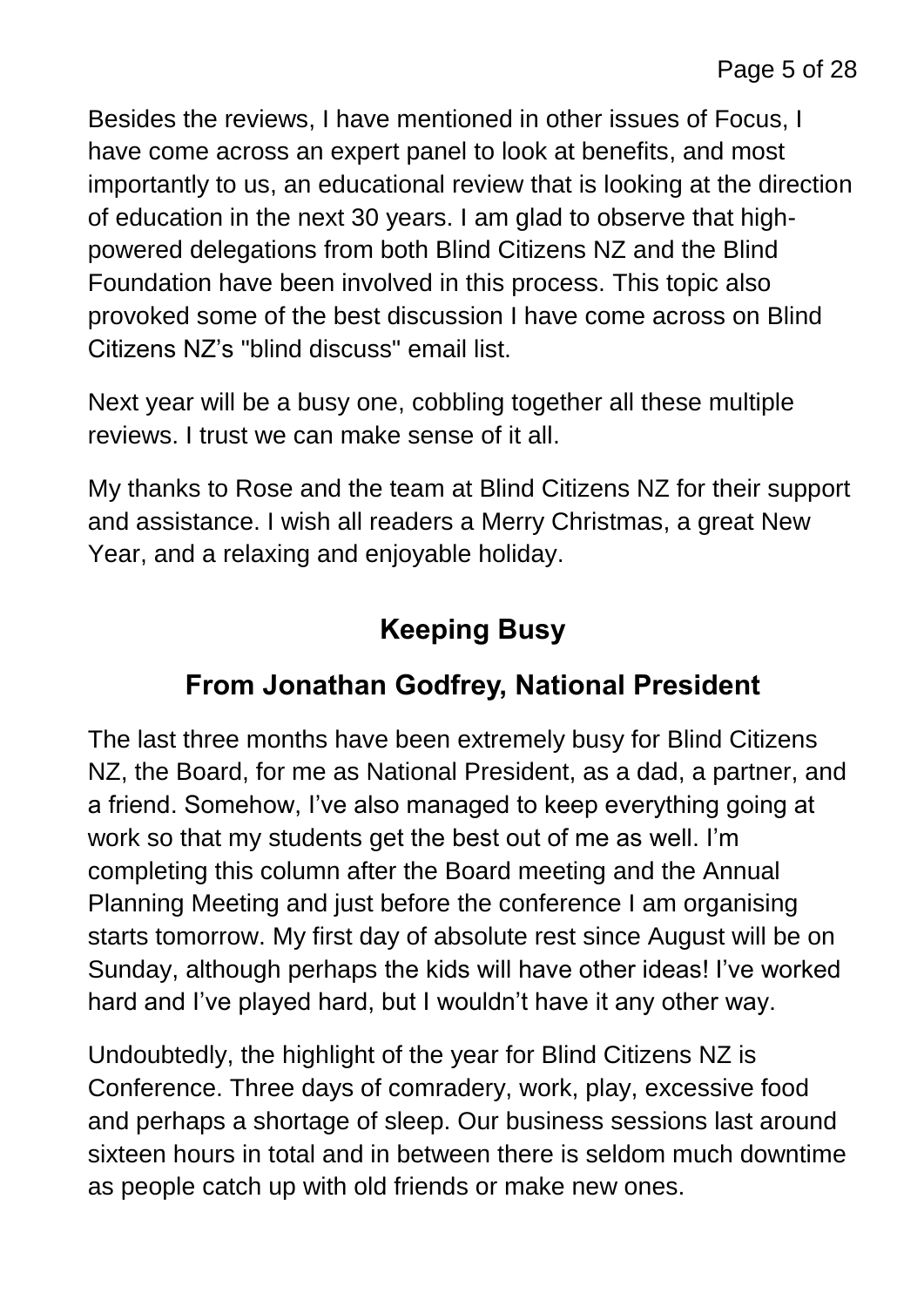Besides the reviews, I have mentioned in other issues of Focus, I have come across an expert panel to look at benefits, and most importantly to us, an educational review that is looking at the direction of education in the next 30 years. I am glad to observe that high-powered delegations from both Blind Citizens NZ and the Blind Foundation have been involved in this process. This topic also provoked some of the best discussion I have come across on Blind Citizens NZ's "blind discuss" email list.

Next year will be a busy one, cobbling together all these multiple reviews. I trust we can make sense of it all.

My thanks to Rose and the team at Blind Citizens NZ for their support and assistance. I wish all readers a Merry Christmas, a great New Year, and a relaxing and enjoyable holiday.

## Keeping Busy

## From Jonathan Godfrey, National President

The last three months have been extremely busy for Blind Citizens NZ, the Board, for me as National President, as a dad, a partner, and a friend. Somehow, I've also managed to keep everything going at work so that my students get the best out of me as well. I'm completing this column after the Board meeting and the Annual Planning Meeting and just before the conference I am organising starts tomorrow. My first day of absolute rest since August will be on Sunday, although perhaps the kids will have other ideas! I've worked hard and I've played hard, but I wouldn't have it any other way.

Undoubtedly, the highlight of the year for Blind Citizens NZ is Conference. Three days of comradery, work, play, excessive food and perhaps a shortage of sleep. Our business sessions last around sixteen hours in total and in between there is seldom much downtime as people catch up with old friends or make new ones.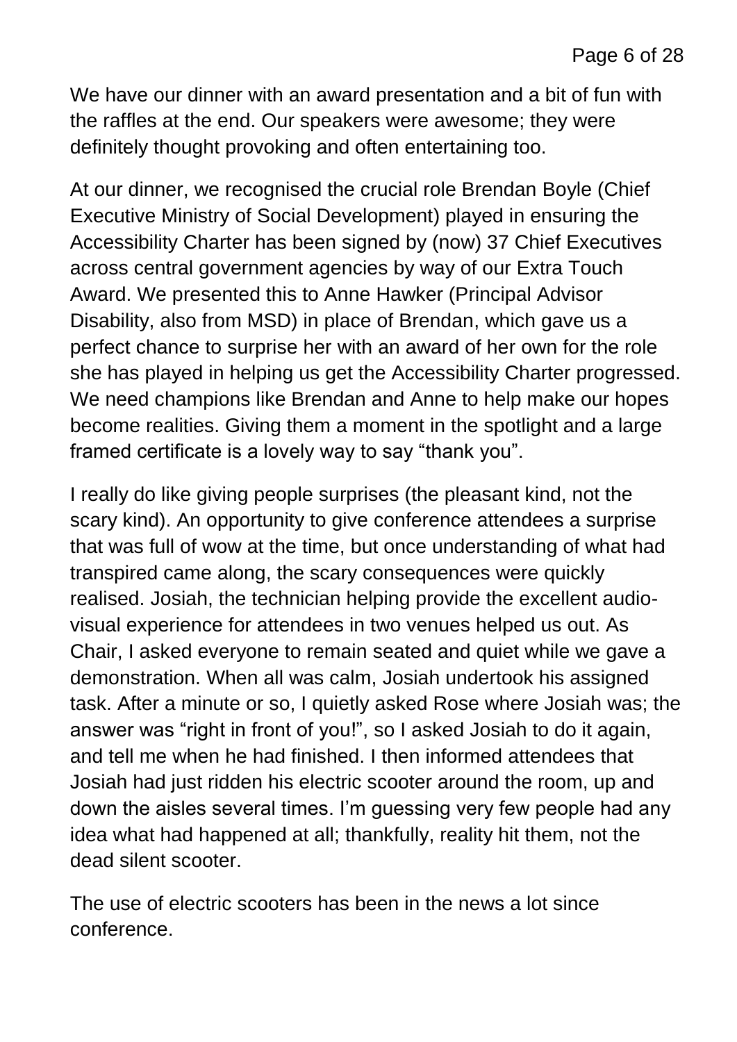We have our dinner with an award presentation and a bit of fun with the raffles at the end. Our speakers were awesome; they were definitely thought provoking and often entertaining too.

At our dinner, we recognised the crucial role Brendan Boyle (Chief Executive Ministry of Social Development) played in ensuring the Accessibility Charter has been signed by (now) 37 Chief Executives across central government agencies by way of our Extra Touch Award. We presented this to Anne Hawker (Principal Advisor Disability, also from MSD) in place of Brendan, which gave us a perfect chance to surprise her with an award of her own for the role she has played in helping us get the Accessibility Charter progressed. We need champions like Brendan and Anne to help make our hopes become realities. Giving them a moment in the spotlight and a large framed certificate is a lovely way to say "thank you".

I really do like giving people surprises (the pleasant kind, not the scary kind). An opportunity to give conference attendees a surprise that was full of wow at the time, but once understanding of what had transpired came along, the scary consequences were quickly realised. Josiah, the technician helping provide the excellent audio-visual experience for attendees in two venues helped us out. As Chair, I asked everyone to remain seated and quiet while we gave a demonstration. When all was calm, Josiah undertook his assigned task. After a minute or so, I quietly asked Rose where Josiah was; the answer was "right in front of you!", so I asked Josiah to do it again, and tell me when he had finished. I then informed attendees that Josiah had just ridden his electric scooter around the room, up and down the aisles several times. I'm guessing very few people had any idea what had happened at all; thankfully, reality hit them, not the dead silent scooter.

The use of electric scooters has been in the news a lot since conference.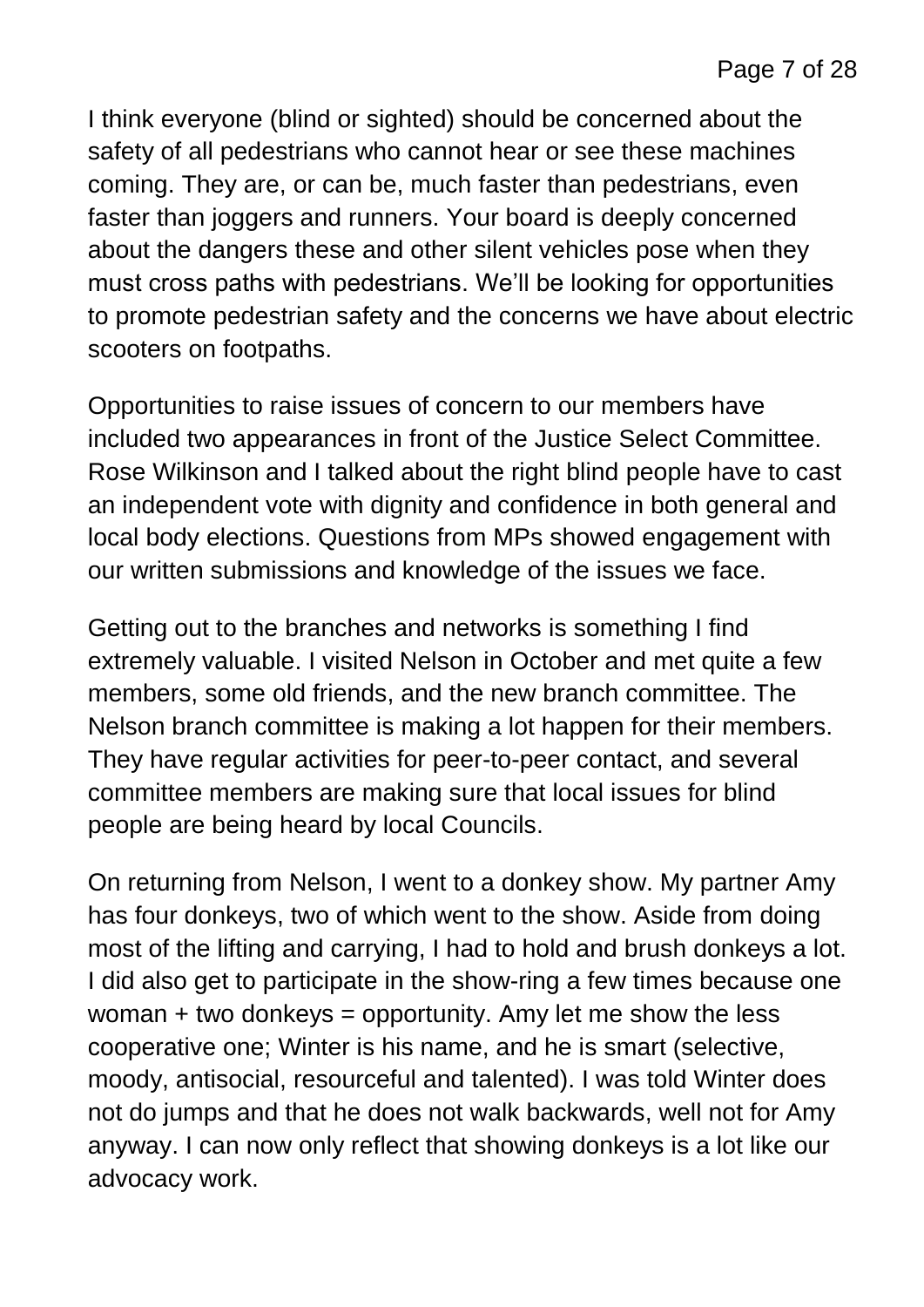I think everyone (blind or sighted) should be concerned about the safety of all pedestrians who cannot hear or see these machines coming. They are, or can be, much faster than pedestrians, even faster than joggers and runners. Your board is deeply concerned about the dangers these and other silent vehicles pose when they must cross paths with pedestrians. We'll be looking for opportunities to promote pedestrian safety and the concerns we have about electric scooters on footpaths.

Opportunities to raise issues of concern to our members have included two appearances in front of the Justice Select Committee. Rose Wilkinson and I talked about the right blind people have to cast an independent vote with dignity and confidence in both general and local body elections. Questions from MPs showed engagement with our written submissions and knowledge of the issues we face.

Getting out to the branches and networks is something I find extremely valuable. I visited Nelson in October and met quite a few members, some old friends, and the new branch committee. The Nelson branch committee is making a lot happen for their members. They have regular activities for peer-to-peer contact, and several committee members are making sure that local issues for blind people are being heard by local Councils.

On returning from Nelson, I went to a donkey show. My partner Amy has four donkeys, two of which went to the show. Aside from doing most of the lifting and carrying, I had to hold and brush donkeys a lot. I did also get to participate in the show-ring a few times because one woman + two donkeys = opportunity. Amy let me show the less cooperative one; Winter is his name, and he is smart (selective, moody, antisocial, resourceful and talented). I was told Winter does not do jumps and that he does not walk backwards, well not for Amy anyway. I can now only reflect that showing donkeys is a lot like our advocacy work.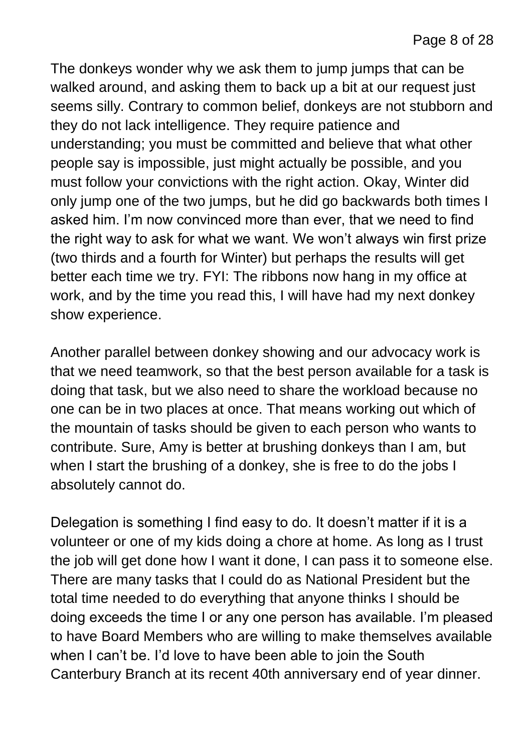The donkeys wonder why we ask them to jump jumps that can be walked around, and asking them to back up a bit at our request just seems silly. Contrary to common belief, donkeys are not stubborn and they do not lack intelligence. They require patience and understanding; you must be committed and believe that what other people say is impossible, just might actually be possible, and you must follow your convictions with the right action. Okay, Winter did only jump one of the two jumps, but he did go backwards both times I asked him. I'm now convinced more than ever, that we need to find the right way to ask for what we want. We won't always win first prize (two thirds and a fourth for Winter) but perhaps the results will get better each time we try. FYI: The ribbons now hang in my office at work, and by the time you read this, I will have had my next donkey show experience.

Another parallel between donkey showing and our advocacy work is that we need teamwork, so that the best person available for a task is doing that task, but we also need to share the workload because no one can be in two places at once. That means working out which of the mountain of tasks should be given to each person who wants to contribute. Sure, Amy is better at brushing donkeys than I am, but when I start the brushing of a donkey, she is free to do the jobs I absolutely cannot do.

Delegation is something I find easy to do. It doesn't matter if it is a volunteer or one of my kids doing a chore at home. As long as I trust the job will get done how I want it done, I can pass it to someone else. There are many tasks that I could do as National President but the total time needed to do everything that anyone thinks I should be doing exceeds the time I or any one person has available. I'm pleased to have Board Members who are willing to make themselves available when I can't be. I'd love to have been able to join the South Canterbury Branch at its recent 40th anniversary end of year dinner.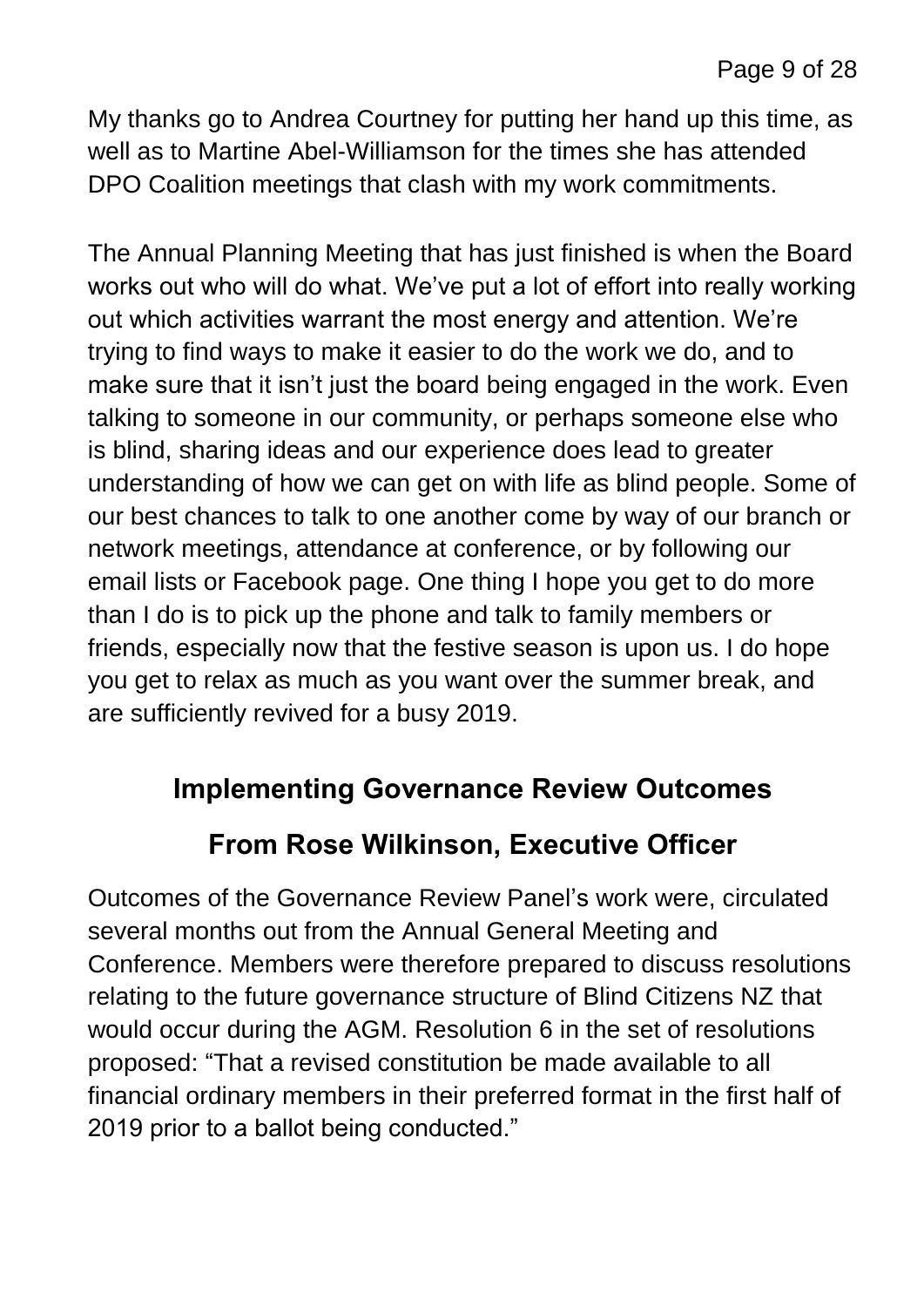My thanks go to Andrea Courtney for putting her hand up this time, as well as to Martine Abel-Williamson for the times she has attended DPO Coalition meetings that clash with my work commitments.

The Annual Planning Meeting that has just finished is when the Board works out who will do what. We've put a lot of effort into really working out which activities warrant the most energy and attention. We're trying to find ways to make it easier to do the work we do, and to make sure that it isn't just the board being engaged in the work. Even talking to someone in our community, or perhaps someone else who is blind, sharing ideas and our experience does lead to greater understanding of how we can get on with life as blind people. Some of our best chances to talk to one another come by way of our branch or network meetings, attendance at conference, or by following our email lists or Facebook page. One thing I hope you get to do more than I do is to pick up the phone and talk to family members or friends, especially now that the festive season is upon us. I do hope you get to relax as much as you want over the summer break, and are sufficiently revived for a busy 2019.

## Implementing Governance Review Outcomes

## From Rose Wilkinson, Executive Officer

Outcomes of the Governance Review Panel's work were, circulated several months out from the Annual General Meeting and Conference. Members were therefore prepared to discuss resolutions relating to the future governance structure of Blind Citizens NZ that would occur during the AGM. Resolution 6 in the set of resolutions proposed: "That a revised constitution be made available to all financial ordinary members in their preferred format in the first half of 2019 prior to a ballot being conducted."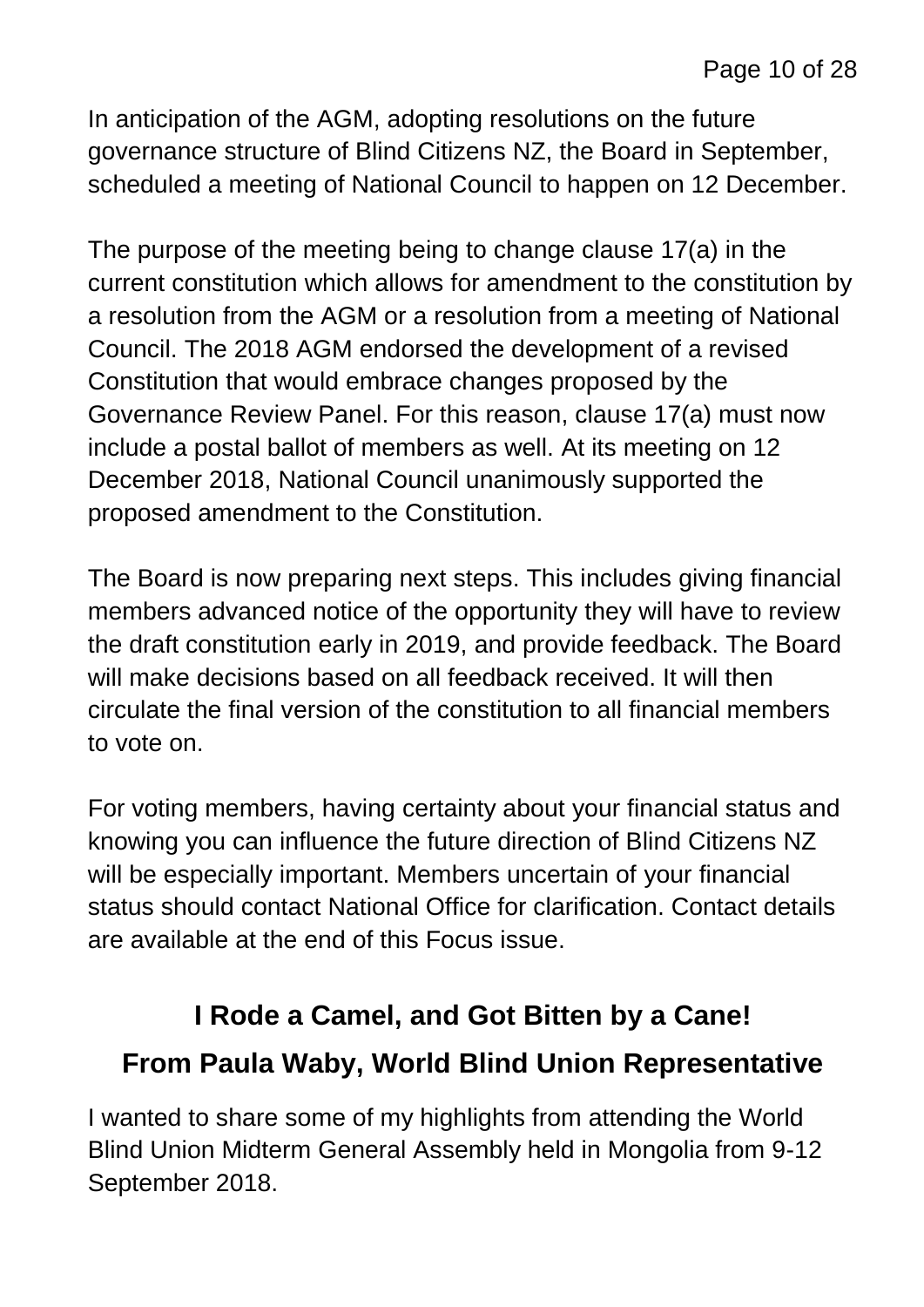In anticipation of the AGM, adopting resolutions on the future governance structure of Blind Citizens NZ, the Board in September, scheduled a meeting of National Council to happen on 12 December.

The purpose of the meeting being to change clause 17(a) in the current constitution which allows for amendment to the constitution by a resolution from the AGM or a resolution from a meeting of National Council. The 2018 AGM endorsed the development of a revised Constitution that would embrace changes proposed by the Governance Review Panel. For this reason, clause 17(a) must now include a postal ballot of members as well. At its meeting on 12 December 2018, National Council unanimously supported the proposed amendment to the Constitution.

The Board is now preparing next steps. This includes giving financial members advanced notice of the opportunity they will have to review the draft constitution early in 2019, and provide feedback. The Board will make decisions based on all feedback received. It will then circulate the final version of the constitution to all financial members to vote on.

For voting members, having certainty about your financial status and knowing you can influence the future direction of Blind Citizens NZ will be especially important. Members uncertain of your financial status should contact National Office for clarification. Contact details are available at the end of this Focus issue.

## I Rode a Camel, and Got Bitten by a Cane!

## From Paula Waby, World Blind Union Representative

I wanted to share some of my highlights from attending the World Blind Union Midterm General Assembly held in Mongolia from 9-12 September 2018.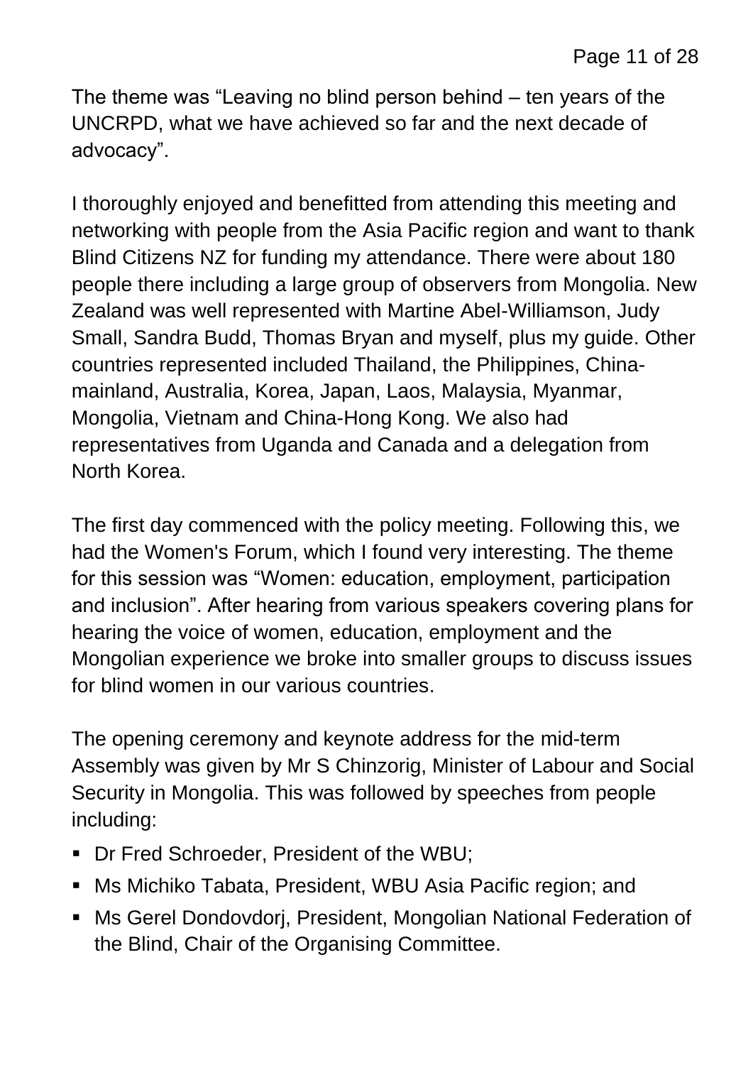The theme was “Leaving no blind person behind – ten years of the UNCRPD, what we have achieved so far and the next decade of advocacy”.

I thoroughly enjoyed and benefitted from attending this meeting and networking with people from the Asia Pacific region and want to thank Blind Citizens NZ for funding my attendance. There were about 180 people there including a large group of observers from Mongolia. New Zealand was well represented with Martine Abel-Williamson, Judy Small, Sandra Budd, Thomas Bryan and myself, plus my guide. Other countries represented included Thailand, the Philippines, China-mainland, Australia, Korea, Japan, Laos, Malaysia, Myanmar, Mongolia, Vietnam and China-Hong Kong. We also had representatives from Uganda and Canada and a delegation from North Korea.

The first day commenced with the policy meeting. Following this, we had the Women's Forum, which I found very interesting. The theme for this session was “Women: education, employment, participation and inclusion”. After hearing from various speakers covering plans for hearing the voice of women, education, employment and the Mongolian experience we broke into smaller groups to discuss issues for blind women in our various countries.

The opening ceremony and keynote address for the mid-term Assembly was given by Mr S Chinzorig, Minister of Labour and Social Security in Mongolia. This was followed by speeches from people including:

- Dr Fred Schroeder, President of the WBU;
- Ms Michiko Tabata, President, WBU Asia Pacific region; and
- Ms Gerel Dondovdorj, President, Mongolian National Federation of the Blind, Chair of the Organising Committee.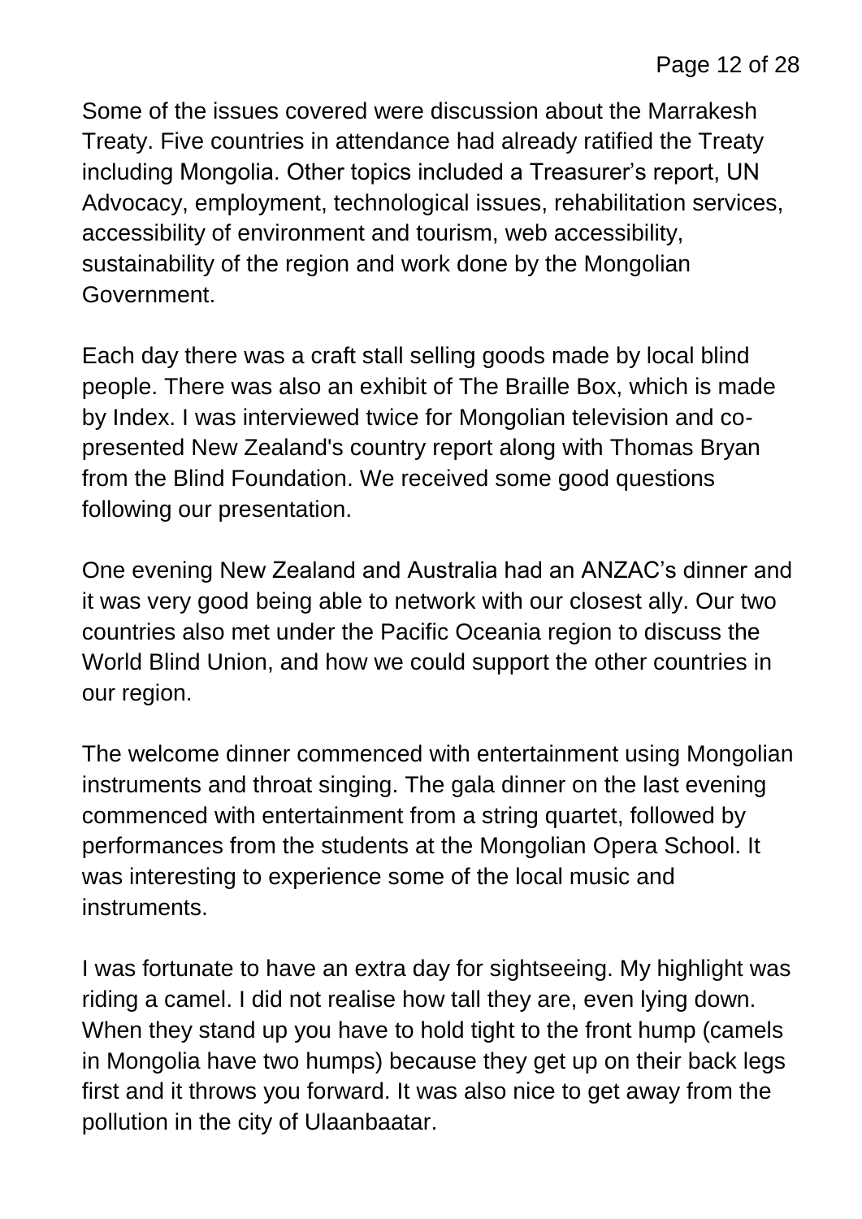Some of the issues covered were discussion about the Marrakesh Treaty. Five countries in attendance had already ratified the Treaty including Mongolia. Other topics included a Treasurer's report, UN Advocacy, employment, technological issues, rehabilitation services, accessibility of environment and tourism, web accessibility, sustainability of the region and work done by the Mongolian Government.

Each day there was a craft stall selling goods made by local blind people. There was also an exhibit of The Braille Box, which is made by Index. I was interviewed twice for Mongolian television and co-presented New Zealand's country report along with Thomas Bryan from the Blind Foundation. We received some good questions following our presentation.

One evening New Zealand and Australia had an ANZAC's dinner and it was very good being able to network with our closest ally. Our two countries also met under the Pacific Oceania region to discuss the World Blind Union, and how we could support the other countries in our region.

The welcome dinner commenced with entertainment using Mongolian instruments and throat singing. The gala dinner on the last evening commenced with entertainment from a string quartet, followed by performances from the students at the Mongolian Opera School. It was interesting to experience some of the local music and instruments.

I was fortunate to have an extra day for sightseeing. My highlight was riding a camel. I did not realise how tall they are, even lying down. When they stand up you have to hold tight to the front hump (camels in Mongolia have two humps) because they get up on their back legs first and it throws you forward. It was also nice to get away from the pollution in the city of Ulaanbaatar.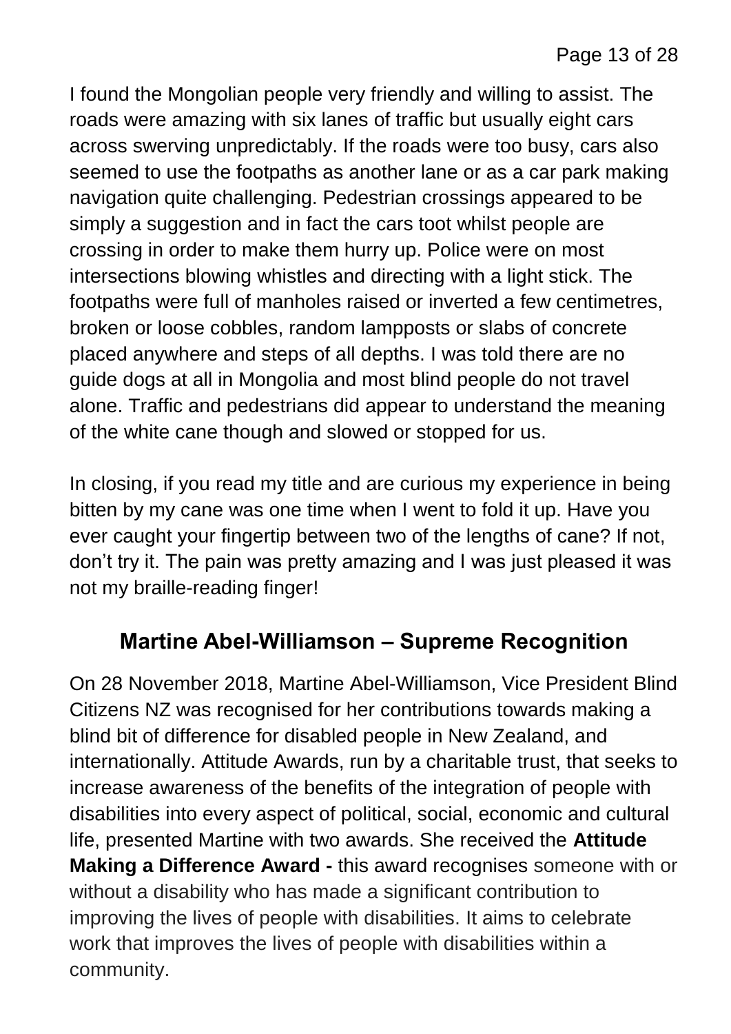I found the Mongolian people very friendly and willing to assist. The roads were amazing with six lanes of traffic but usually eight cars across swerving unpredictably. If the roads were too busy, cars also seemed to use the footpaths as another lane or as a car park making navigation quite challenging. Pedestrian crossings appeared to be simply a suggestion and in fact the cars toot whilst people are crossing in order to make them hurry up. Police were on most intersections blowing whistles and directing with a light stick. The footpaths were full of manholes raised or inverted a few centimetres, broken or loose cobbles, random lampposts or slabs of concrete placed anywhere and steps of all depths. I was told there are no guide dogs at all in Mongolia and most blind people do not travel alone. Traffic and pedestrians did appear to understand the meaning of the white cane though and slowed or stopped for us.

In closing, if you read my title and are curious my experience in being bitten by my cane was one time when I went to fold it up. Have you ever caught your fingertip between two of the lengths of cane? If not, don't try it. The pain was pretty amazing and I was just pleased it was not my braille-reading finger!

## Martine Abel-Williamson – Supreme Recognition

On 28 November 2018, Martine Abel-Williamson, Vice President Blind Citizens NZ was recognised for her contributions towards making a blind bit of difference for disabled people in New Zealand, and internationally. Attitude Awards, run by a charitable trust, that seeks to increase awareness of the benefits of the integration of people with disabilities into every aspect of political, social, economic and cultural life, presented Martine with two awards. She received the **Attitude Making a Difference Award -** this award recognises someone with or without a disability who has made a significant contribution to improving the lives of people with disabilities. It aims to celebrate work that improves the lives of people with disabilities within a community.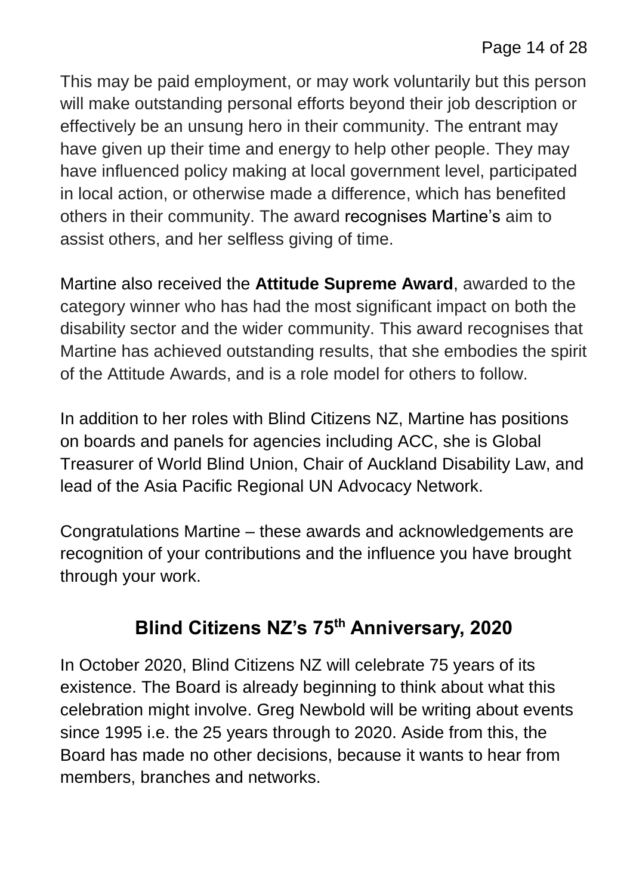This may be paid employment, or may work voluntarily but this person will make outstanding personal efforts beyond their job description or effectively be an unsung hero in their community. The entrant may have given up their time and energy to help other people. They may have influenced policy making at local government level, participated in local action, or otherwise made a difference, which has benefited others in their community. The award recognises Martine's aim to assist others, and her selfless giving of time.

Martine also received the **Attitude Supreme Award**, awarded to the category winner who has had the most significant impact on both the disability sector and the wider community. This award recognises that Martine has achieved outstanding results, that she embodies the spirit of the Attitude Awards, and is a role model for others to follow.

In addition to her roles with Blind Citizens NZ, Martine has positions on boards and panels for agencies including ACC, she is Global Treasurer of World Blind Union, Chair of Auckland Disability Law, and lead of the Asia Pacific Regional UN Advocacy Network.

Congratulations Martine – these awards and acknowledgements are recognition of your contributions and the influence you have brought through your work.

## Blind Citizens NZ's 75th Anniversary, 2020

In October 2020, Blind Citizens NZ will celebrate 75 years of its existence. The Board is already beginning to think about what this celebration might involve. Greg Newbold will be writing about events since 1995 i.e. the 25 years through to 2020. Aside from this, the Board has made no other decisions, because it wants to hear from members, branches and networks.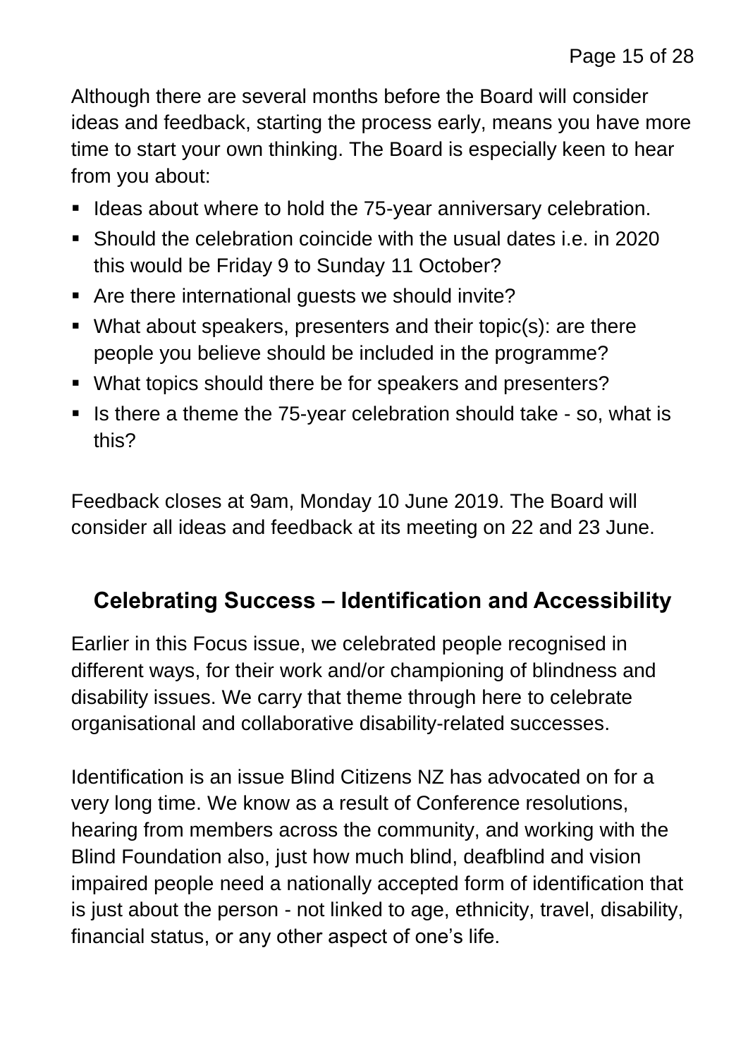Although there are several months before the Board will consider ideas and feedback, starting the process early, means you have more time to start your own thinking. The Board is especially keen to hear from you about:

- Ideas about where to hold the 75-year anniversary celebration.
- Should the celebration coincide with the usual dates i.e. in 2020 this would be Friday 9 to Sunday 11 October?
- Are there international guests we should invite?
- What about speakers, presenters and their topic(s): are there people you believe should be included in the programme?
- What topics should there be for speakers and presenters?
- Is there a theme the 75-year celebration should take - so, what is this?

Feedback closes at 9am, Monday 10 June 2019. The Board will consider all ideas and feedback at its meeting on 22 and 23 June.

## Celebrating Success – Identification and Accessibility

Earlier in this Focus issue, we celebrated people recognised in different ways, for their work and/or championing of blindness and disability issues. We carry that theme through here to celebrate organisational and collaborative disability-related successes.

Identification is an issue Blind Citizens NZ has advocated on for a very long time. We know as a result of Conference resolutions, hearing from members across the community, and working with the Blind Foundation also, just how much blind, deafblind and vision impaired people need a nationally accepted form of identification that is just about the person - not linked to age, ethnicity, travel, disability, financial status, or any other aspect of one's life.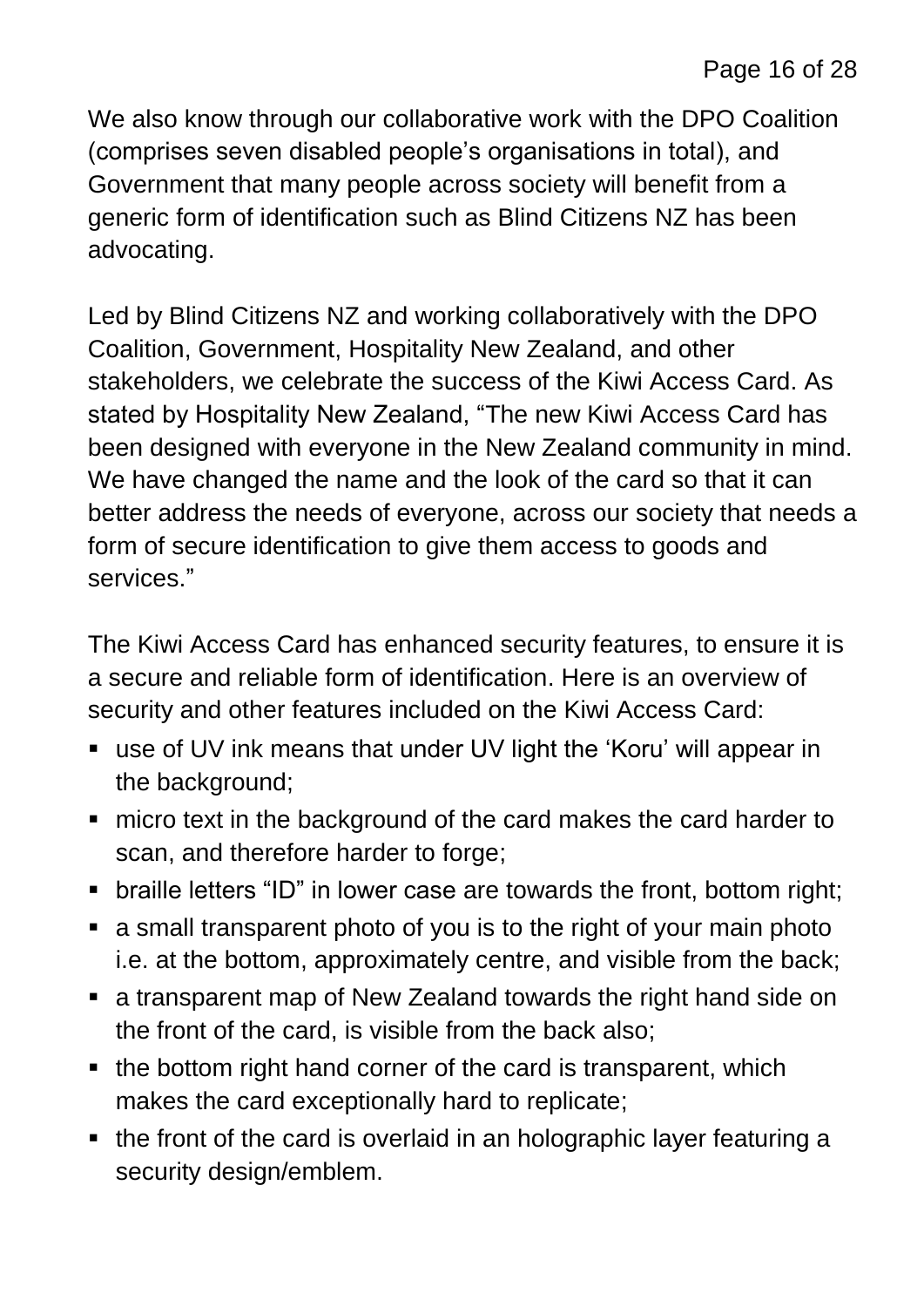We also know through our collaborative work with the DPO Coalition (comprises seven disabled people’s organisations in total), and Government that many people across society will benefit from a generic form of identification such as Blind Citizens NZ has been advocating.

Led by Blind Citizens NZ and working collaboratively with the DPO Coalition, Government, Hospitality New Zealand, and other stakeholders, we celebrate the success of the Kiwi Access Card. As stated by Hospitality New Zealand, “The new Kiwi Access Card has been designed with everyone in the New Zealand community in mind. We have changed the name and the look of the card so that it can better address the needs of everyone, across our society that needs a form of secure identification to give them access to goods and services.”

The Kiwi Access Card has enhanced security features, to ensure it is a secure and reliable form of identification. Here is an overview of security and other features included on the Kiwi Access Card:

- use of UV ink means that under UV light the ‘Koru’ will appear in the background;
- micro text in the background of the card makes the card harder to scan, and therefore harder to forge;
- braille letters “ID” in lower case are towards the front, bottom right;
- a small transparent photo of you is to the right of your main photo i.e. at the bottom, approximately centre, and visible from the back;
- a transparent map of New Zealand towards the right hand side on the front of the card, is visible from the back also;
- the bottom right hand corner of the card is transparent, which makes the card exceptionally hard to replicate;
- the front of the card is overlaid in an holographic layer featuring a security design/emblem.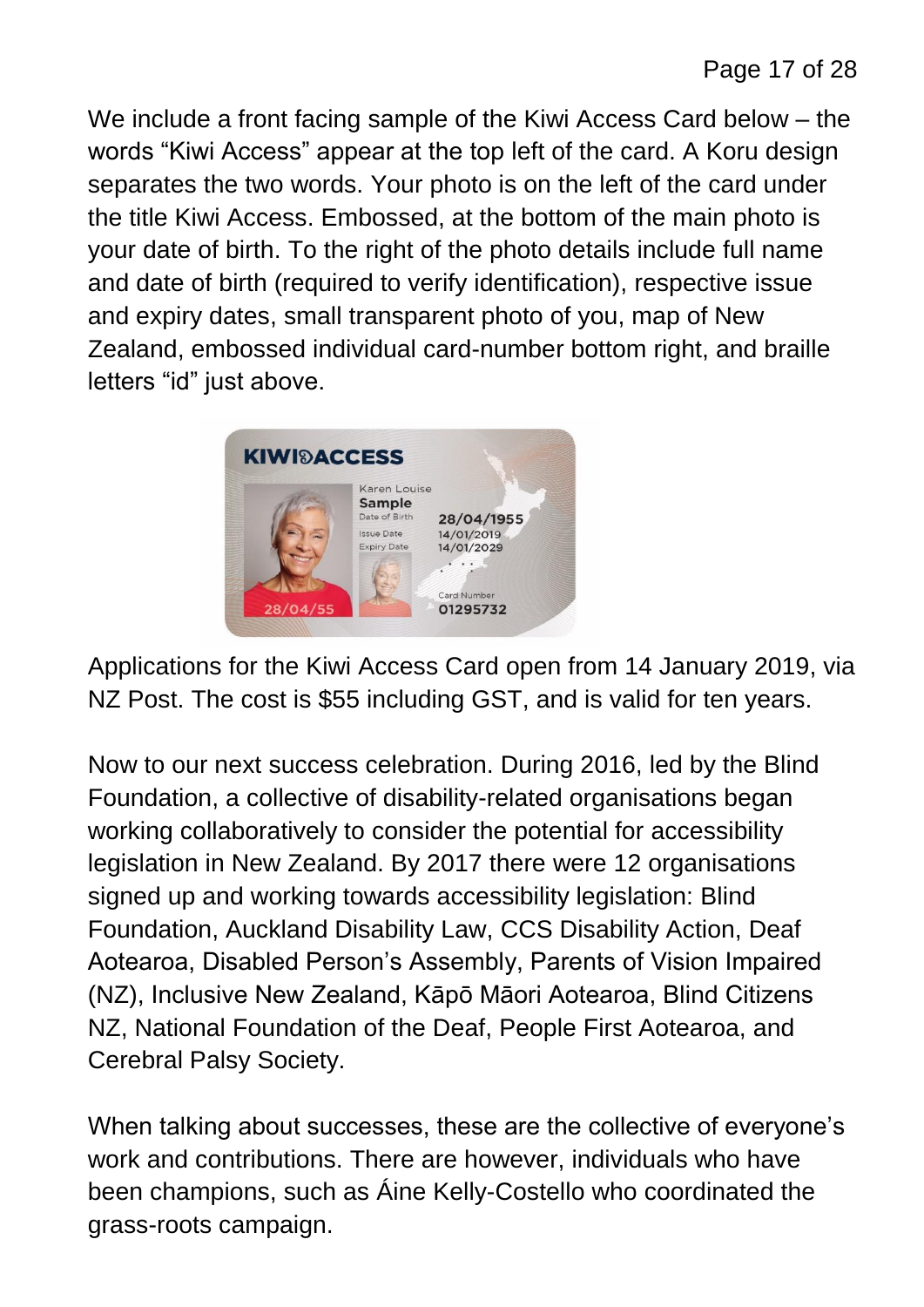We include a front facing sample of the Kiwi Access Card below – the words "Kiwi Access" appear at the top left of the card. A Koru design separates the two words. Your photo is on the left of the card under the title Kiwi Access. Embossed, at the bottom of the main photo is your date of birth. To the right of the photo details include full name and date of birth (required to verify identification), respective issue and expiry dates, small transparent photo of you, map of New Zealand, embossed individual card-number bottom right, and braille letters "id" just above.

Applications for the Kiwi Access Card open from 14 January 2019, via NZ Post. The cost is $55 including GST, and is valid for ten years.

Now to our next success celebration. During 2016, led by the Blind Foundation, a collective of disability-related organisations began working collaboratively to consider the potential for accessibility legislation in New Zealand. By 2017 there were 12 organisations signed up and working towards accessibility legislation: Blind Foundation, Auckland Disability Law, CCS Disability Action, Deaf Aotearoa, Disabled Person's Assembly, Parents of Vision Impaired (NZ), Inclusive New Zealand, Kāpō Māori Aotearoa, Blind Citizens NZ, National Foundation of the Deaf, People First Aotearoa, and Cerebral Palsy Society.

When talking about successes, these are the collective of everyone's work and contributions. There are however, individuals who have been champions, such as Áine Kelly-Costello who coordinated the grass-roots campaign.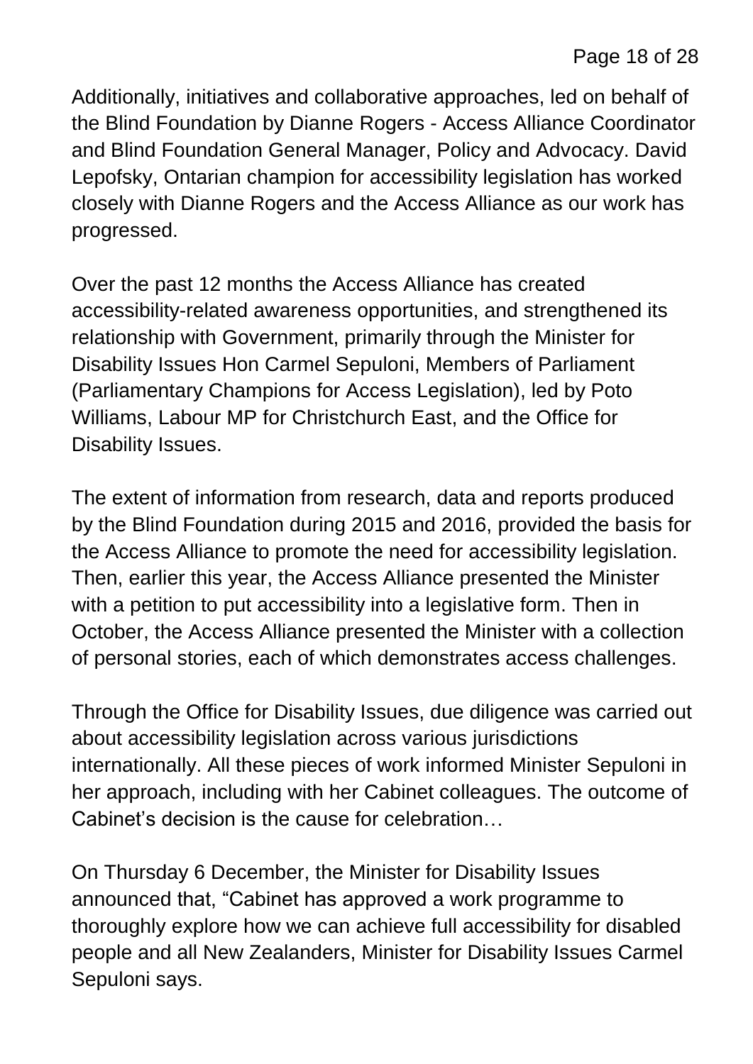Additionally, initiatives and collaborative approaches, led on behalf of the Blind Foundation by Dianne Rogers - Access Alliance Coordinator and Blind Foundation General Manager, Policy and Advocacy. David Lepofsky, Ontarian champion for accessibility legislation has worked closely with Dianne Rogers and the Access Alliance as our work has progressed.

Over the past 12 months the Access Alliance has created accessibility-related awareness opportunities, and strengthened its relationship with Government, primarily through the Minister for Disability Issues Hon Carmel Sepuloni, Members of Parliament (Parliamentary Champions for Access Legislation), led by Poto Williams, Labour MP for Christchurch East, and the Office for Disability Issues.

The extent of information from research, data and reports produced by the Blind Foundation during 2015 and 2016, provided the basis for the Access Alliance to promote the need for accessibility legislation. Then, earlier this year, the Access Alliance presented the Minister with a petition to put accessibility into a legislative form. Then in October, the Access Alliance presented the Minister with a collection of personal stories, each of which demonstrates access challenges.

Through the Office for Disability Issues, due diligence was carried out about accessibility legislation across various jurisdictions internationally. All these pieces of work informed Minister Sepuloni in her approach, including with her Cabinet colleagues. The outcome of Cabinet's decision is the cause for celebration…

On Thursday 6 December, the Minister for Disability Issues announced that, "Cabinet has approved a work programme to thoroughly explore how we can achieve full accessibility for disabled people and all New Zealanders, Minister for Disability Issues Carmel Sepuloni says.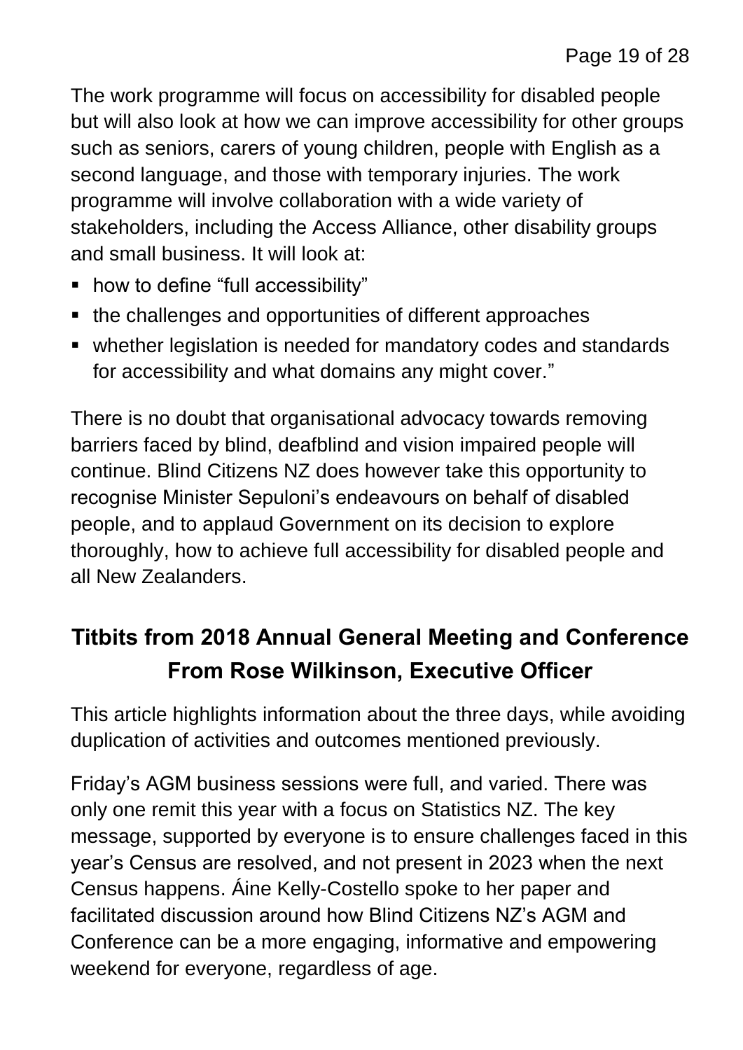The work programme will focus on accessibility for disabled people but will also look at how we can improve accessibility for other groups such as seniors, carers of young children, people with English as a second language, and those with temporary injuries. The work programme will involve collaboration with a wide variety of stakeholders, including the Access Alliance, other disability groups and small business. It will look at:

- how to define "full accessibility"
- the challenges and opportunities of different approaches
- whether legislation is needed for mandatory codes and standards for accessibility and what domains any might cover."

There is no doubt that organisational advocacy towards removing barriers faced by blind, deafblind and vision impaired people will continue. Blind Citizens NZ does however take this opportunity to recognise Minister Sepuloni's endeavours on behalf of disabled people, and to applaud Government on its decision to explore thoroughly, how to achieve full accessibility for disabled people and all New Zealanders.

## Titbits from 2018 Annual General Meeting and Conference From Rose Wilkinson, Executive Officer

This article highlights information about the three days, while avoiding duplication of activities and outcomes mentioned previously.

Friday's AGM business sessions were full, and varied. There was only one remit this year with a focus on Statistics NZ. The key message, supported by everyone is to ensure challenges faced in this year's Census are resolved, and not present in 2023 when the next Census happens. Áine Kelly-Costello spoke to her paper and facilitated discussion around how Blind Citizens NZ's AGM and Conference can be a more engaging, informative and empowering weekend for everyone, regardless of age.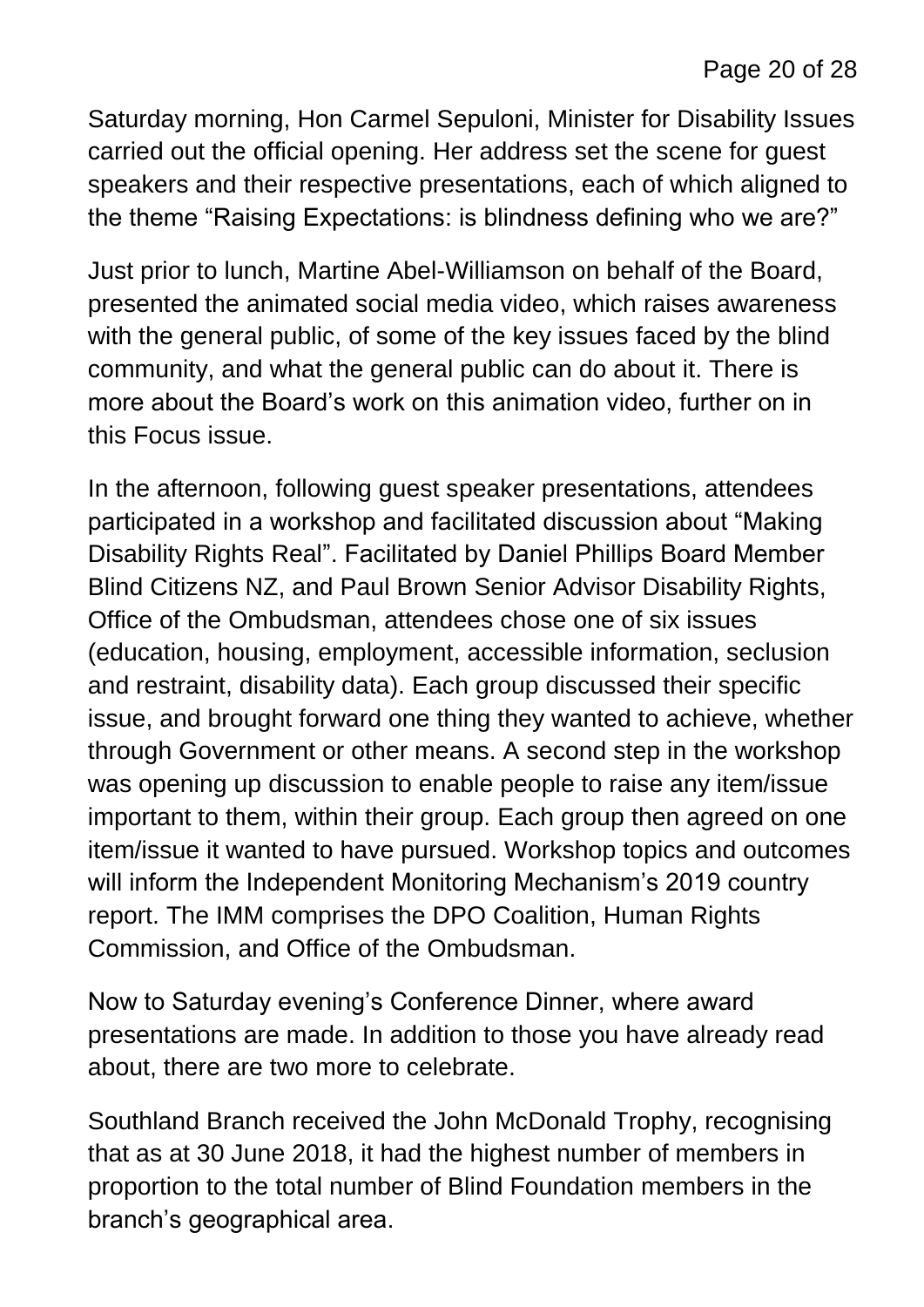Saturday morning, Hon Carmel Sepuloni, Minister for Disability Issues carried out the official opening. Her address set the scene for guest speakers and their respective presentations, each of which aligned to the theme "Raising Expectations: is blindness defining who we are?"

Just prior to lunch, Martine Abel-Williamson on behalf of the Board, presented the animated social media video, which raises awareness with the general public, of some of the key issues faced by the blind community, and what the general public can do about it. There is more about the Board's work on this animation video, further on in this Focus issue.

In the afternoon, following guest speaker presentations, attendees participated in a workshop and facilitated discussion about "Making Disability Rights Real". Facilitated by Daniel Phillips Board Member Blind Citizens NZ, and Paul Brown Senior Advisor Disability Rights, Office of the Ombudsman, attendees chose one of six issues (education, housing, employment, accessible information, seclusion and restraint, disability data). Each group discussed their specific issue, and brought forward one thing they wanted to achieve, whether through Government or other means. A second step in the workshop was opening up discussion to enable people to raise any item/issue important to them, within their group. Each group then agreed on one item/issue it wanted to have pursued. Workshop topics and outcomes will inform the Independent Monitoring Mechanism's 2019 country report. The IMM comprises the DPO Coalition, Human Rights Commission, and Office of the Ombudsman.

Now to Saturday evening's Conference Dinner, where award presentations are made. In addition to those you have already read about, there are two more to celebrate.

Southland Branch received the John McDonald Trophy, recognising that as at 30 June 2018, it had the highest number of members in proportion to the total number of Blind Foundation members in the branch's geographical area.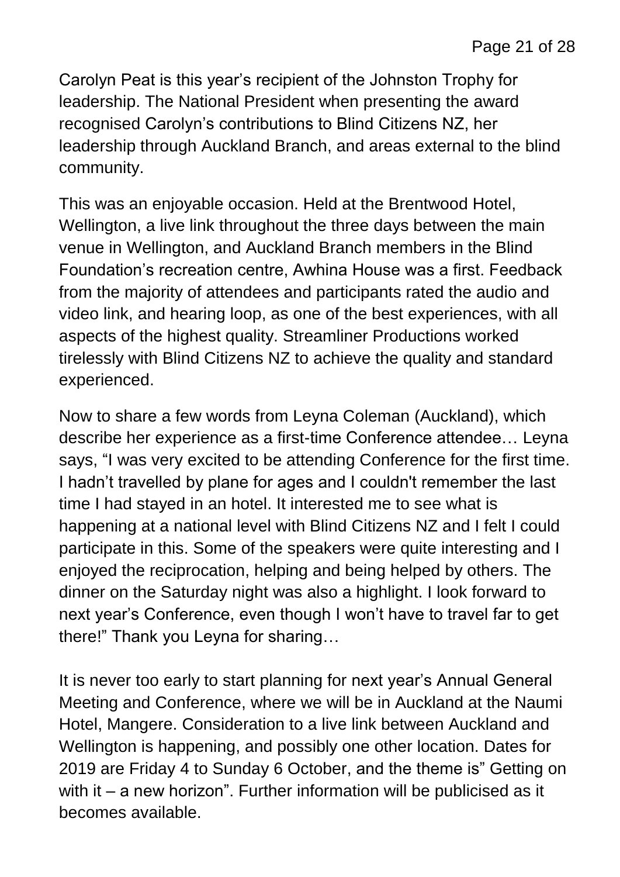Carolyn Peat is this year's recipient of the Johnston Trophy for leadership. The National President when presenting the award recognised Carolyn's contributions to Blind Citizens NZ, her leadership through Auckland Branch, and areas external to the blind community.

This was an enjoyable occasion. Held at the Brentwood Hotel, Wellington, a live link throughout the three days between the main venue in Wellington, and Auckland Branch members in the Blind Foundation's recreation centre, Awhina House was a first. Feedback from the majority of attendees and participants rated the audio and video link, and hearing loop, as one of the best experiences, with all aspects of the highest quality. Streamliner Productions worked tirelessly with Blind Citizens NZ to achieve the quality and standard experienced.

Now to share a few words from Leyna Coleman (Auckland), which describe her experience as a first-time Conference attendee… Leyna says, "I was very excited to be attending Conference for the first time. I hadn't travelled by plane for ages and I couldn't remember the last time I had stayed in an hotel. It interested me to see what is happening at a national level with Blind Citizens NZ and I felt I could participate in this. Some of the speakers were quite interesting and I enjoyed the reciprocation, helping and being helped by others. The dinner on the Saturday night was also a highlight. I look forward to next year's Conference, even though I won't have to travel far to get there!" Thank you Leyna for sharing…

It is never too early to start planning for next year's Annual General Meeting and Conference, where we will be in Auckland at the Naumi Hotel, Mangere. Consideration to a live link between Auckland and Wellington is happening, and possibly one other location. Dates for 2019 are Friday 4 to Sunday 6 October, and the theme is" Getting on with it – a new horizon". Further information will be publicised as it becomes available.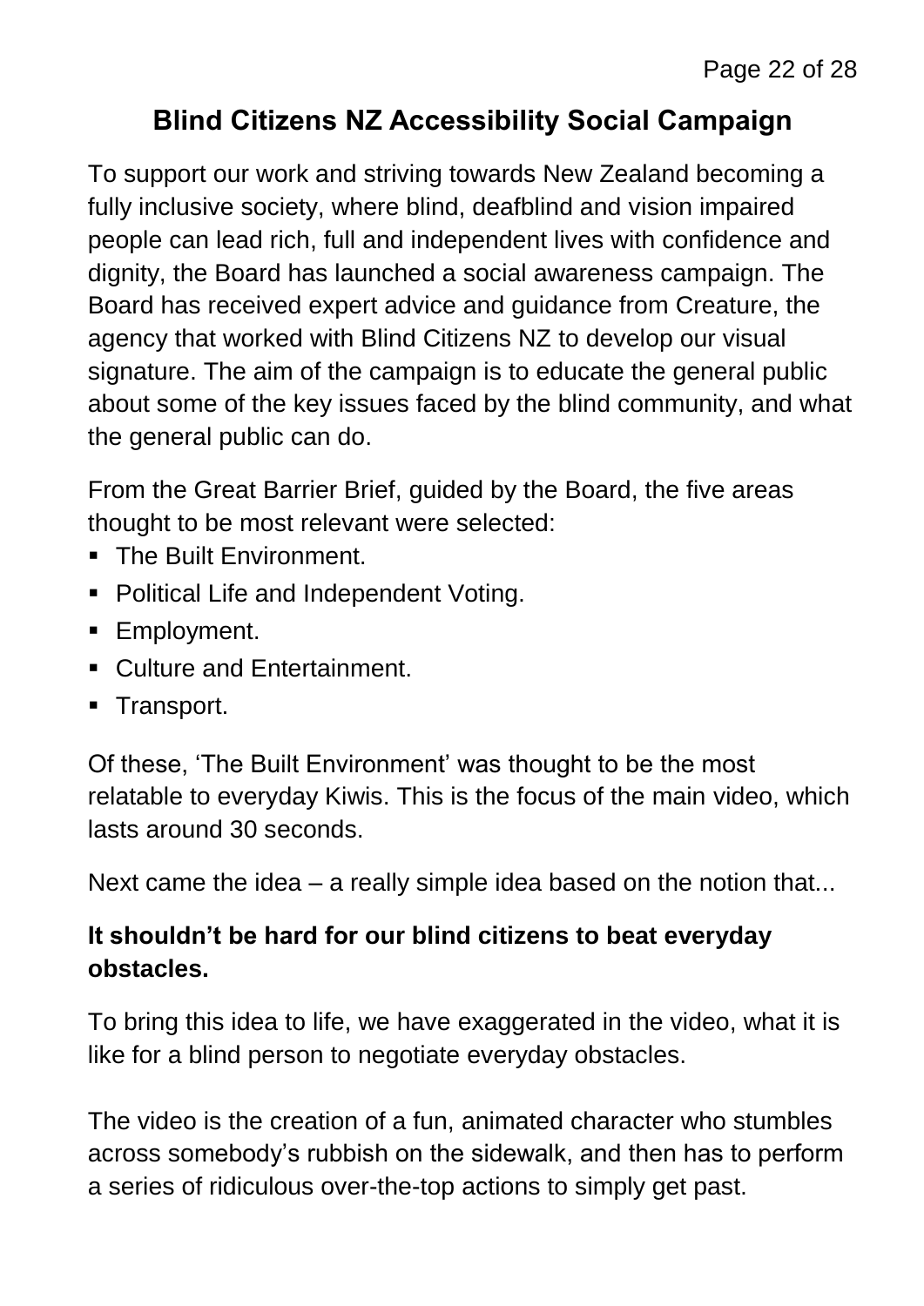## Blind Citizens NZ Accessibility Social Campaign

To support our work and striving towards New Zealand becoming a fully inclusive society, where blind, deafblind and vision impaired people can lead rich, full and independent lives with confidence and dignity, the Board has launched a social awareness campaign. The Board has received expert advice and guidance from Creature, the agency that worked with Blind Citizens NZ to develop our visual signature. The aim of the campaign is to educate the general public about some of the key issues faced by the blind community, and what the general public can do.

From the Great Barrier Brief, guided by the Board, the five areas thought to be most relevant were selected:

- The Built Environment.
- Political Life and Independent Voting.
- Employment.
- Culture and Entertainment.
- Transport.

Of these, 'The Built Environment' was thought to be the most relatable to everyday Kiwis. This is the focus of the main video, which lasts around 30 seconds.

Next came the idea – a really simple idea based on the notion that...

**It shouldn't be hard for our blind citizens to beat everyday obstacles.**

To bring this idea to life, we have exaggerated in the video, what it is like for a blind person to negotiate everyday obstacles.

The video is the creation of a fun, animated character who stumbles across somebody's rubbish on the sidewalk, and then has to perform a series of ridiculous over-the-top actions to simply get past.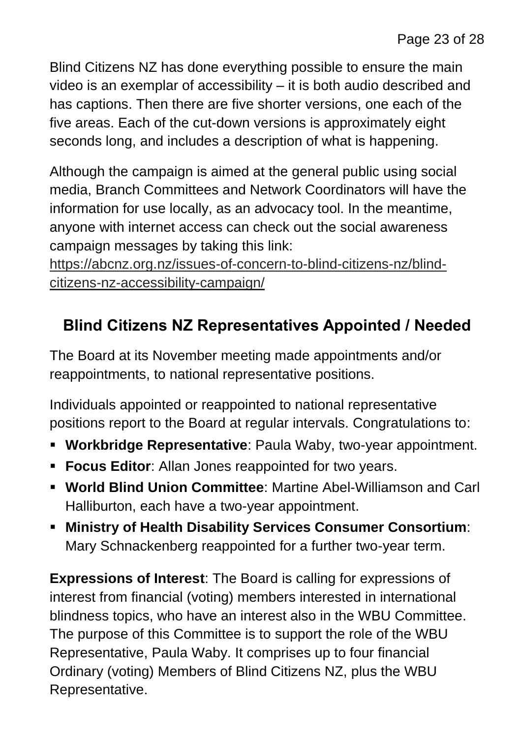Blind Citizens NZ has done everything possible to ensure the main video is an exemplar of accessibility – it is both audio described and has captions. Then there are five shorter versions, one each of the five areas. Each of the cut-down versions is approximately eight seconds long, and includes a description of what is happening.

Although the campaign is aimed at the general public using social media, Branch Committees and Network Coordinators will have the information for use locally, as an advocacy tool. In the meantime, anyone with internet access can check out the social awareness campaign messages by taking this link: https://abcnz.org.nz/issues-of-concern-to-blind-citizens-nz/blind-citizens-nz-accessibility-campaign/

## Blind Citizens NZ Representatives Appointed / Needed

The Board at its November meeting made appointments and/or reappointments, to national representative positions.

Individuals appointed or reappointed to national representative positions report to the Board at regular intervals. Congratulations to:

- **Workbridge Representative**: Paula Waby, two-year appointment.
- **Focus Editor**: Allan Jones reappointed for two years.
- **World Blind Union Committee**: Martine Abel-Williamson and Carl Halliburton, each have a two-year appointment.
- **Ministry of Health Disability Services Consumer Consortium**: Mary Schnackenberg reappointed for a further two-year term.

**Expressions of Interest**: The Board is calling for expressions of interest from financial (voting) members interested in international blindness topics, who have an interest also in the WBU Committee. The purpose of this Committee is to support the role of the WBU Representative, Paula Waby. It comprises up to four financial Ordinary (voting) Members of Blind Citizens NZ, plus the WBU Representative.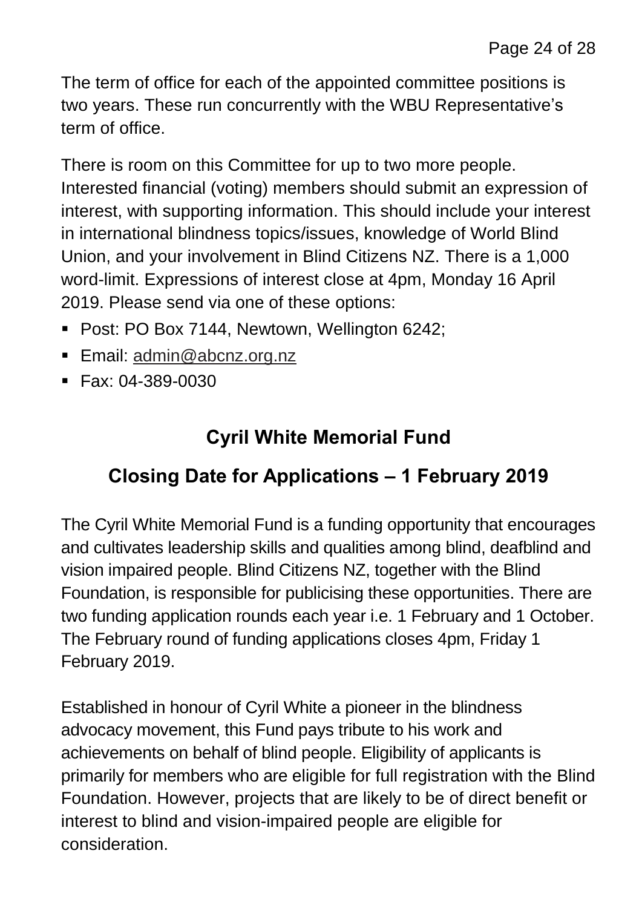The term of office for each of the appointed committee positions is two years. These run concurrently with the WBU Representative's term of office.

There is room on this Committee for up to two more people. Interested financial (voting) members should submit an expression of interest, with supporting information. This should include your interest in international blindness topics/issues, knowledge of World Blind Union, and your involvement in Blind Citizens NZ. There is a 1,000 word-limit. Expressions of interest close at 4pm, Monday 16 April 2019. Please send via one of these options:

- Post: PO Box 7144, Newtown, Wellington 6242;
- Email: admin@abcnz.org.nz
- Fax: 04-389-0030

## Cyril White Memorial Fund

## Closing Date for Applications – 1 February 2019

The Cyril White Memorial Fund is a funding opportunity that encourages and cultivates leadership skills and qualities among blind, deafblind and vision impaired people. Blind Citizens NZ, together with the Blind Foundation, is responsible for publicising these opportunities. There are two funding application rounds each year i.e. 1 February and 1 October. The February round of funding applications closes 4pm, Friday 1 February 2019.

Established in honour of Cyril White a pioneer in the blindness advocacy movement, this Fund pays tribute to his work and achievements on behalf of blind people. Eligibility of applicants is primarily for members who are eligible for full registration with the Blind Foundation. However, projects that are likely to be of direct benefit or interest to blind and vision-impaired people are eligible for consideration.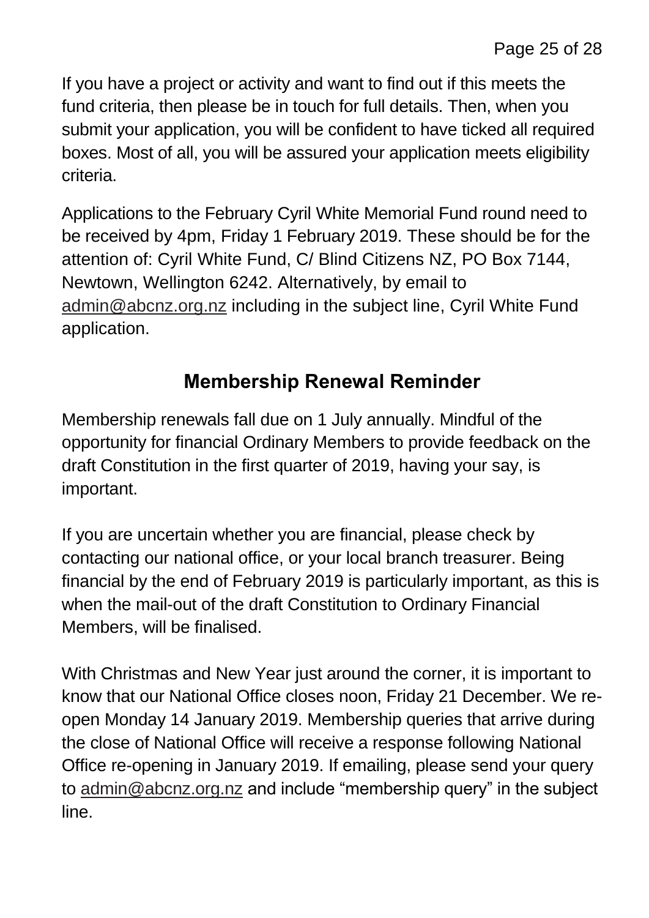If you have a project or activity and want to find out if this meets the fund criteria, then please be in touch for full details. Then, when you submit your application, you will be confident to have ticked all required boxes. Most of all, you will be assured your application meets eligibility criteria.

Applications to the February Cyril White Memorial Fund round need to be received by 4pm, Friday 1 February 2019. These should be for the attention of: Cyril White Fund, C/ Blind Citizens NZ, PO Box 7144, Newtown, Wellington 6242. Alternatively, by email to admin@abcnz.org.nz including in the subject line, Cyril White Fund application.

## Membership Renewal Reminder

Membership renewals fall due on 1 July annually. Mindful of the opportunity for financial Ordinary Members to provide feedback on the draft Constitution in the first quarter of 2019, having your say, is important.

If you are uncertain whether you are financial, please check by contacting our national office, or your local branch treasurer. Being financial by the end of February 2019 is particularly important, as this is when the mail-out of the draft Constitution to Ordinary Financial Members, will be finalised.

With Christmas and New Year just around the corner, it is important to know that our National Office closes noon, Friday 21 December. We re-open Monday 14 January 2019. Membership queries that arrive during the close of National Office will receive a response following National Office re-opening in January 2019. If emailing, please send your query to admin@abcnz.org.nz and include “membership query” in the subject line.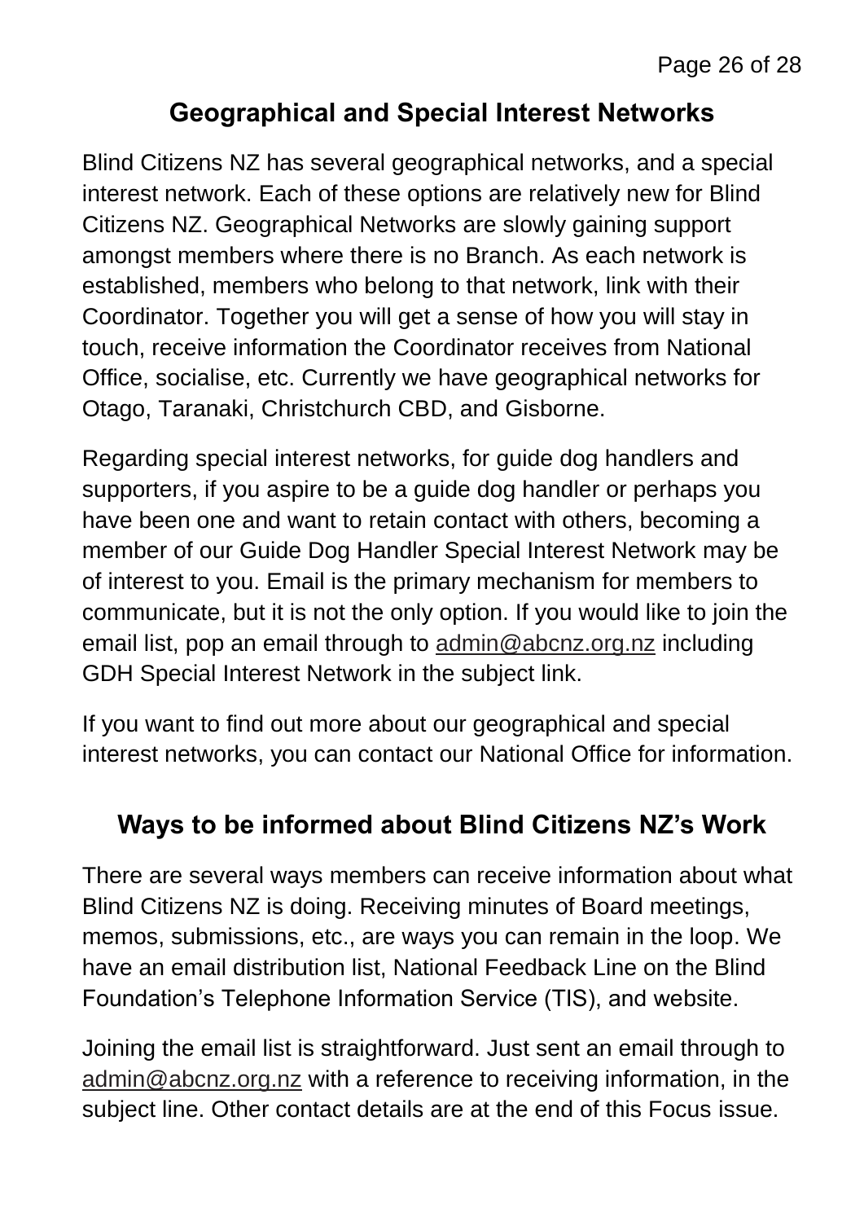## Geographical and Special Interest Networks

Blind Citizens NZ has several geographical networks, and a special interest network. Each of these options are relatively new for Blind Citizens NZ. Geographical Networks are slowly gaining support amongst members where there is no Branch. As each network is established, members who belong to that network, link with their Coordinator. Together you will get a sense of how you will stay in touch, receive information the Coordinator receives from National Office, socialise, etc. Currently we have geographical networks for Otago, Taranaki, Christchurch CBD, and Gisborne.

Regarding special interest networks, for guide dog handlers and supporters, if you aspire to be a guide dog handler or perhaps you have been one and want to retain contact with others, becoming a member of our Guide Dog Handler Special Interest Network may be of interest to you. Email is the primary mechanism for members to communicate, but it is not the only option. If you would like to join the email list, pop an email through to admin@abcnz.org.nz including GDH Special Interest Network in the subject link.

If you want to find out more about our geographical and special interest networks, you can contact our National Office for information.

## Ways to be informed about Blind Citizens NZ's Work

There are several ways members can receive information about what Blind Citizens NZ is doing. Receiving minutes of Board meetings, memos, submissions, etc., are ways you can remain in the loop. We have an email distribution list, National Feedback Line on the Blind Foundation's Telephone Information Service (TIS), and website.

Joining the email list is straightforward. Just sent an email through to admin@abcnz.org.nz with a reference to receiving information, in the subject line. Other contact details are at the end of this Focus issue.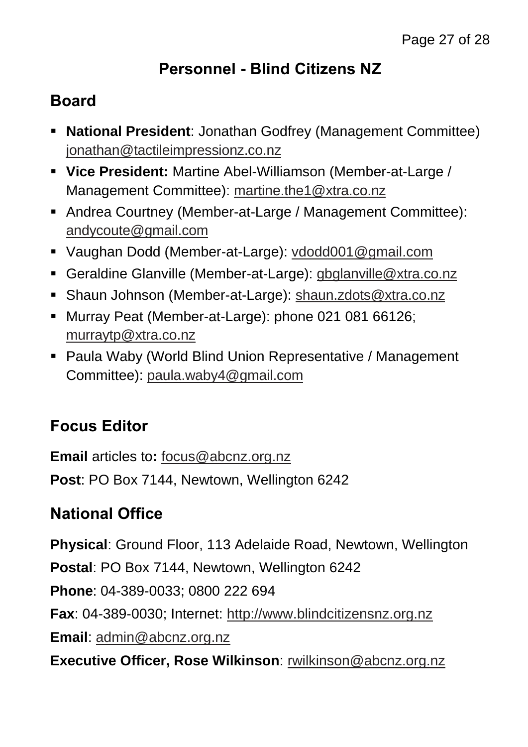# Personnel - Blind Citizens NZ

## Board

- **National President**: Jonathan Godfrey (Management Committee) jonathan@tactileimpressionz.co.nz
- **Vice President:** Martine Abel-Williamson (Member-at-Large / Management Committee): martine.the1@xtra.co.nz
- Andrea Courtney (Member-at-Large / Management Committee): andycoute@gmail.com
- Vaughan Dodd (Member-at-Large): vdodd001@gmail.com
- Geraldine Glanville (Member-at-Large): gbglanville@xtra.co.nz
- Shaun Johnson (Member-at-Large): shaun.zdots@xtra.co.nz
- Murray Peat (Member-at-Large): phone 021 081 66126; murraytp@xtra.co.nz
- Paula Waby (World Blind Union Representative / Management Committee): paula.waby4@gmail.com

## Focus Editor

**Email** articles to**:** focus@abcnz.org.nz

**Post**: PO Box 7144, Newtown, Wellington 6242

## National Office

**Physical**: Ground Floor, 113 Adelaide Road, Newtown, Wellington

**Postal**: PO Box 7144, Newtown, Wellington 6242

**Phone**: 04-389-0033; 0800 222 694

**Fax**: 04-389-0030; Internet: http://www.blindcitizensnz.org.nz

**Email**: admin@abcnz.org.nz

**Executive Officer, Rose Wilkinson**: rwilkinson@abcnz.org.nz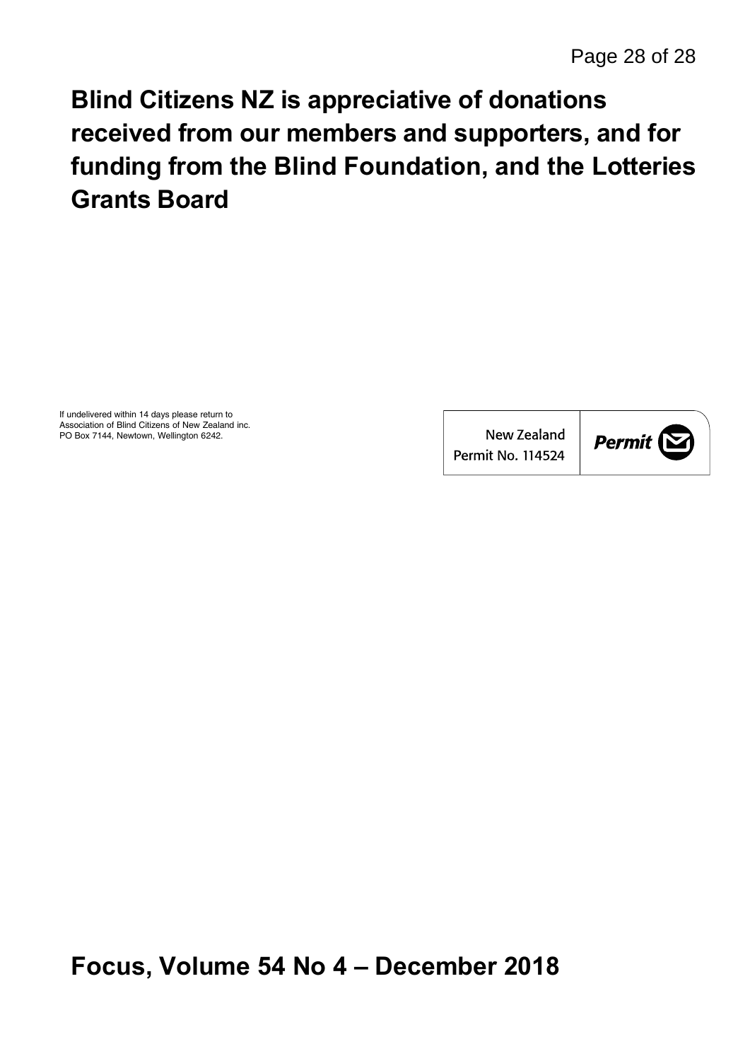**Blind Citizens NZ is appreciative of donations received from our members and supporters, and for funding from the Blind Foundation, and the Lotteries Grants Board**

If undelivered within 14 days please return to
Association of Blind Citizens of New Zealand inc.
PO Box 7144, Newtown, Wellington 6242.

New Zealand
Permit No. 114524

Permit

**Focus, Volume 54 No 4 – December 2018**